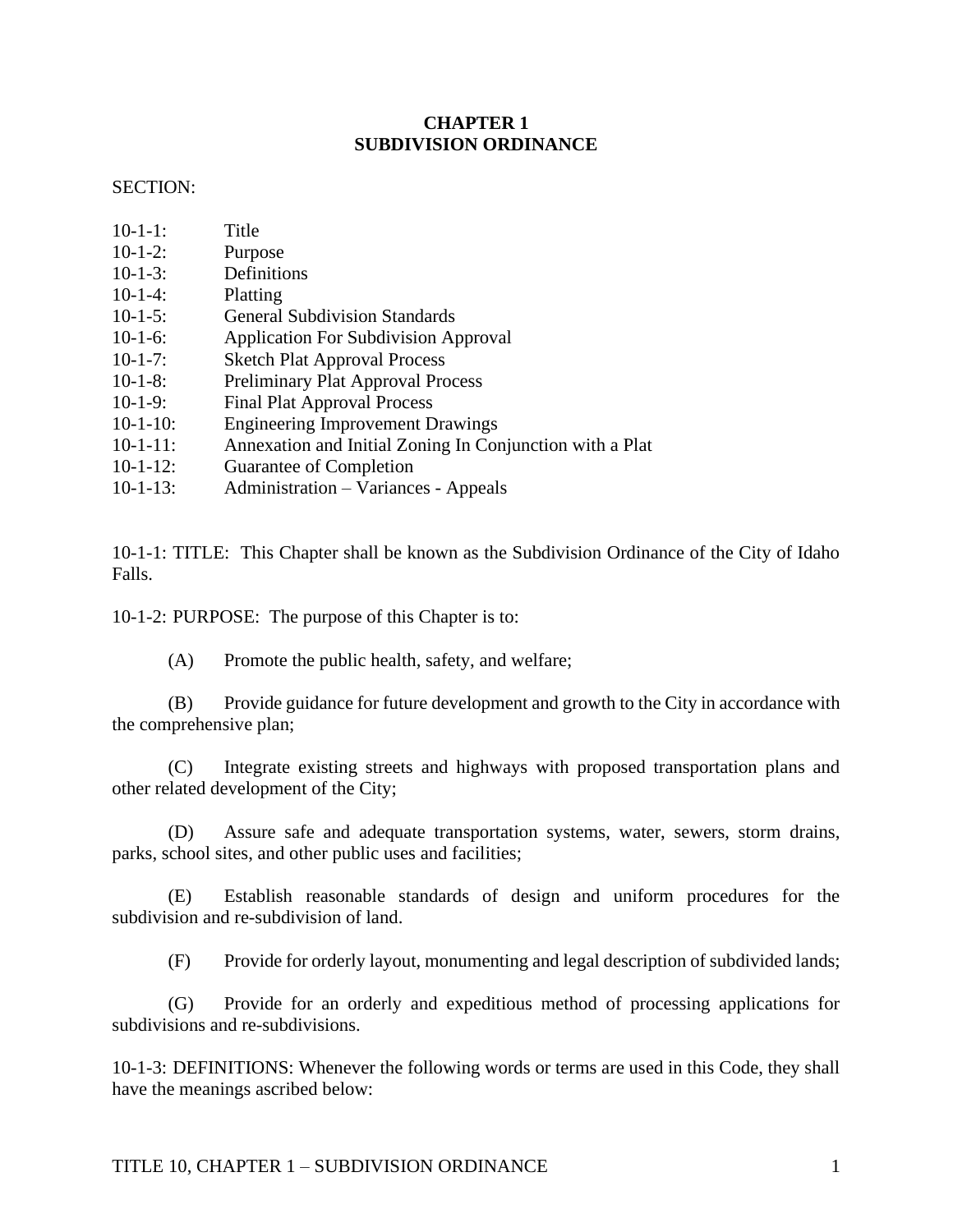# CHAPTER 1
# SUBDIVISION ORDINANCE

SECTION:

| | |
|---|---|
| 10-1-1: | Title |
| 10-1-2: | Purpose |
| 10-1-3: | Definitions |
| 10-1-4: | Platting |
| 10-1-5: | General Subdivision Standards |
| 10-1-6: | Application For Subdivision Approval |
| 10-1-7: | Sketch Plat Approval Process |
| 10-1-8: | Preliminary Plat Approval Process |
| 10-1-9: | Final Plat Approval Process |
| 10-1-10: | Engineering Improvement Drawings |
| 10-1-11: | Annexation and Initial Zoning In Conjunction with a Plat |
| 10-1-12: | Guarantee of Completion |
| 10-1-13: | Administration – Variances - Appeals |

10-1-1: TITLE: This Chapter shall be known as the Subdivision Ordinance of the City of Idaho Falls.

10-1-2: PURPOSE: The purpose of this Chapter is to:

(A) Promote the public health, safety, and welfare;

(B) Provide guidance for future development and growth to the City in accordance with the comprehensive plan;

(C) Integrate existing streets and highways with proposed transportation plans and other related development of the City;

(D) Assure safe and adequate transportation systems, water, sewers, storm drains, parks, school sites, and other public uses and facilities;

(E) Establish reasonable standards of design and uniform procedures for the subdivision and re-subdivision of land.

(F) Provide for orderly layout, monumenting and legal description of subdivided lands;

(G) Provide for an orderly and expeditious method of processing applications for subdivisions and re-subdivisions.

10-1-3: DEFINITIONS: Whenever the following words or terms are used in this Code, they shall have the meanings ascribed below: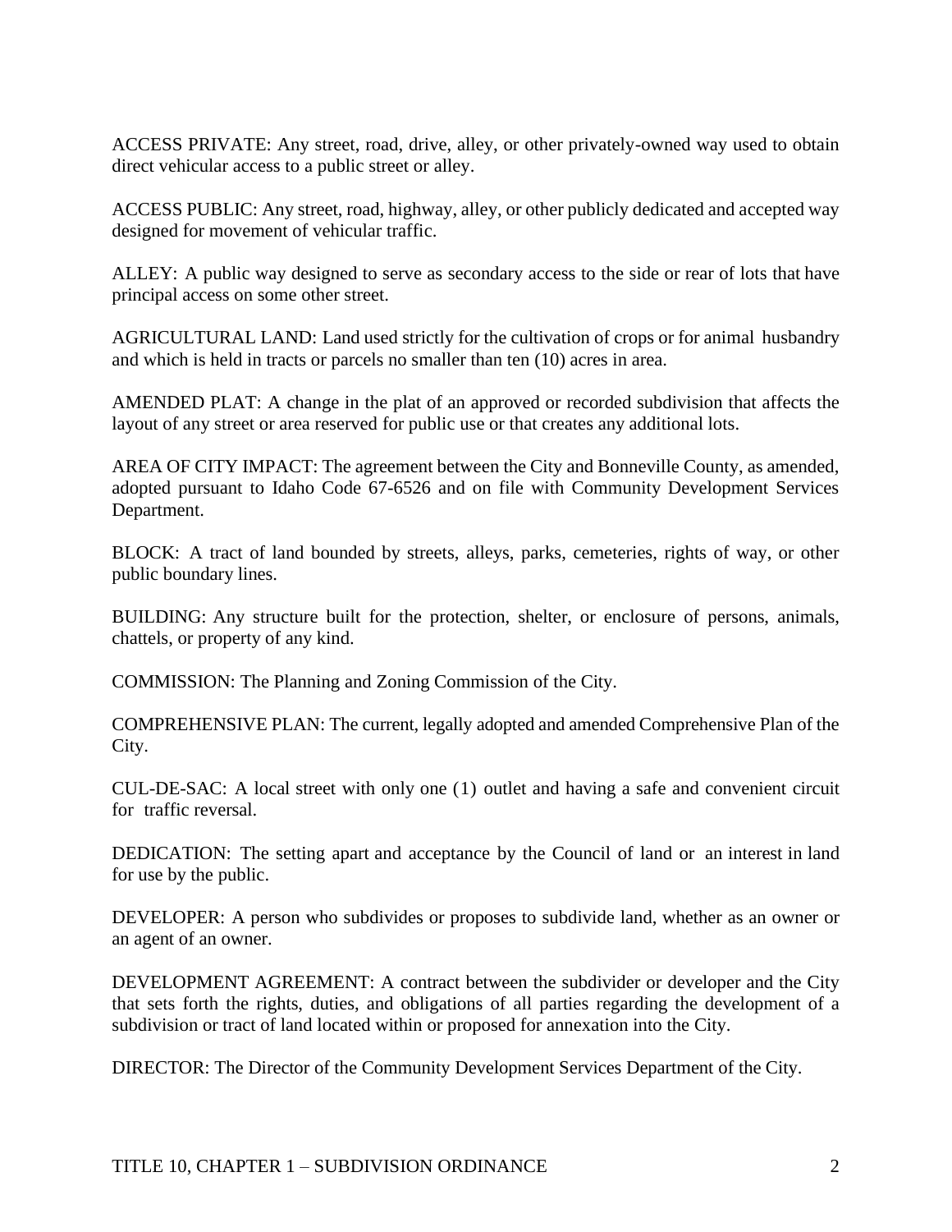ACCESS PRIVATE: Any street, road, drive, alley, or other privately-owned way used to obtain direct vehicular access to a public street or alley.

ACCESS PUBLIC: Any street, road, highway, alley, or other publicly dedicated and accepted way designed for movement of vehicular traffic.

ALLEY: A public way designed to serve as secondary access to the side or rear of lots that have principal access on some other street.

AGRICULTURAL LAND: Land used strictly for the cultivation of crops or for animal husbandry and which is held in tracts or parcels no smaller than ten (10) acres in area.

AMENDED PLAT: A change in the plat of an approved or recorded subdivision that affects the layout of any street or area reserved for public use or that creates any additional lots.

AREA OF CITY IMPACT: The agreement between the City and Bonneville County, as amended, adopted pursuant to Idaho Code 67-6526 and on file with Community Development Services Department.

BLOCK: A tract of land bounded by streets, alleys, parks, cemeteries, rights of way, or other public boundary lines.

BUILDING: Any structure built for the protection, shelter, or enclosure of persons, animals, chattels, or property of any kind.

COMMISSION: The Planning and Zoning Commission of the City.

COMPREHENSIVE PLAN: The current, legally adopted and amended Comprehensive Plan of the City.

CUL-DE-SAC: A local street with only one (1) outlet and having a safe and convenient circuit for traffic reversal.

DEDICATION: The setting apart and acceptance by the Council of land or an interest in land for use by the public.

DEVELOPER: A person who subdivides or proposes to subdivide land, whether as an owner or an agent of an owner.

DEVELOPMENT AGREEMENT: A contract between the subdivider or developer and the City that sets forth the rights, duties, and obligations of all parties regarding the development of a subdivision or tract of land located within or proposed for annexation into the City.

DIRECTOR: The Director of the Community Development Services Department of the City.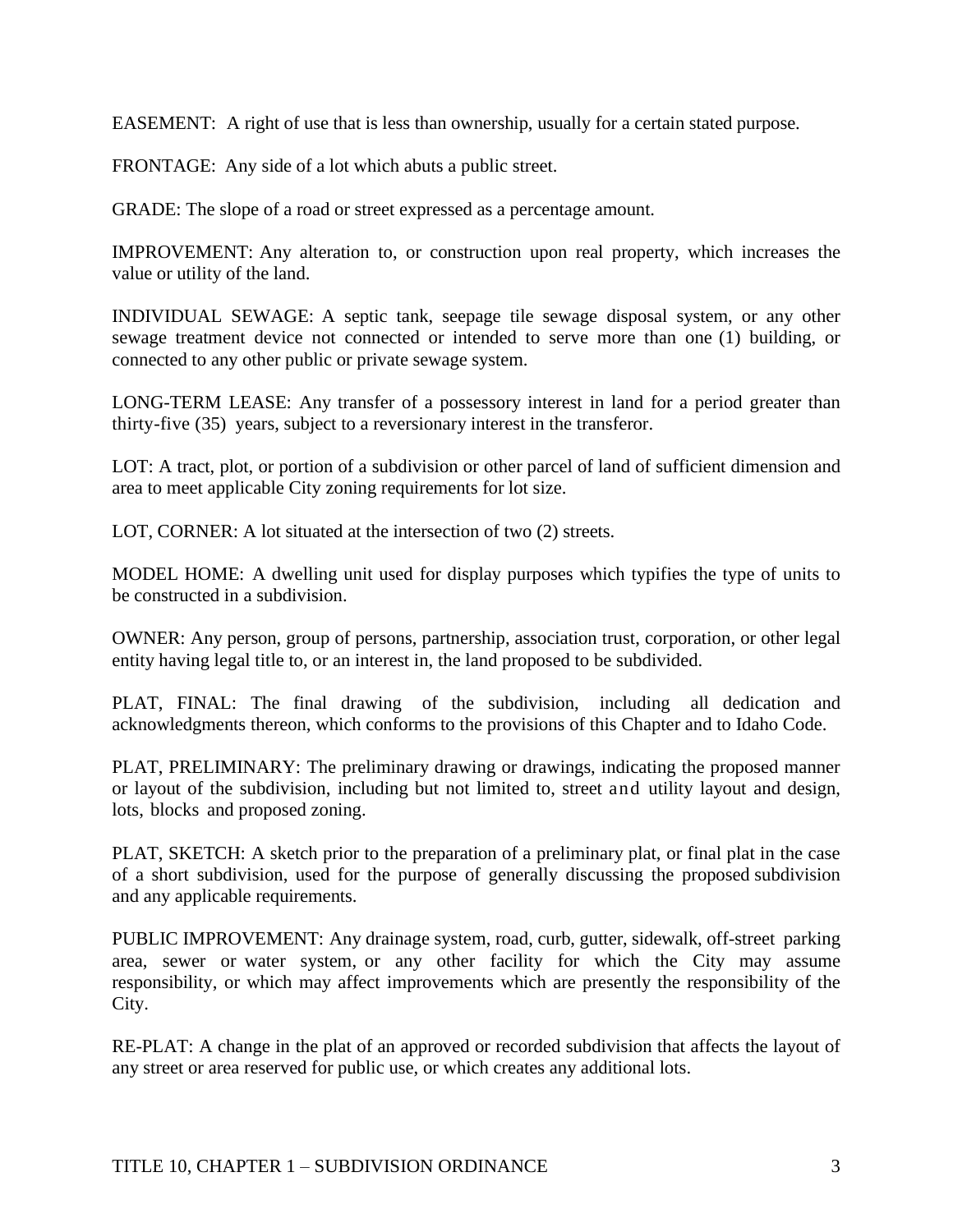EASEMENT: A right of use that is less than ownership, usually for a certain stated purpose.

FRONTAGE: Any side of a lot which abuts a public street.

GRADE: The slope of a road or street expressed as a percentage amount.

IMPROVEMENT: Any alteration to, or construction upon real property, which increases the value or utility of the land.

INDIVIDUAL SEWAGE: A septic tank, seepage tile sewage disposal system, or any other sewage treatment device not connected or intended to serve more than one (1) building, or connected to any other public or private sewage system.

LONG-TERM LEASE: Any transfer of a possessory interest in land for a period greater than thirty-five (35) years, subject to a reversionary interest in the transferor.

LOT: A tract, plot, or portion of a subdivision or other parcel of land of sufficient dimension and area to meet applicable City zoning requirements for lot size.

LOT, CORNER: A lot situated at the intersection of two (2) streets.

MODEL HOME: A dwelling unit used for display purposes which typifies the type of units to be constructed in a subdivision.

OWNER: Any person, group of persons, partnership, association trust, corporation, or other legal entity having legal title to, or an interest in, the land proposed to be subdivided.

PLAT, FINAL: The final drawing of the subdivision, including all dedication and acknowledgments thereon, which conforms to the provisions of this Chapter and to Idaho Code.

PLAT, PRELIMINARY: The preliminary drawing or drawings, indicating the proposed manner or layout of the subdivision, including but not limited to, street and utility layout and design, lots, blocks and proposed zoning.

PLAT, SKETCH: A sketch prior to the preparation of a preliminary plat, or final plat in the case of a short subdivision, used for the purpose of generally discussing the proposed subdivision and any applicable requirements.

PUBLIC IMPROVEMENT: Any drainage system, road, curb, gutter, sidewalk, off-street parking area, sewer or water system, or any other facility for which the City may assume responsibility, or which may affect improvements which are presently the responsibility of the City.

RE-PLAT: A change in the plat of an approved or recorded subdivision that affects the layout of any street or area reserved for public use, or which creates any additional lots.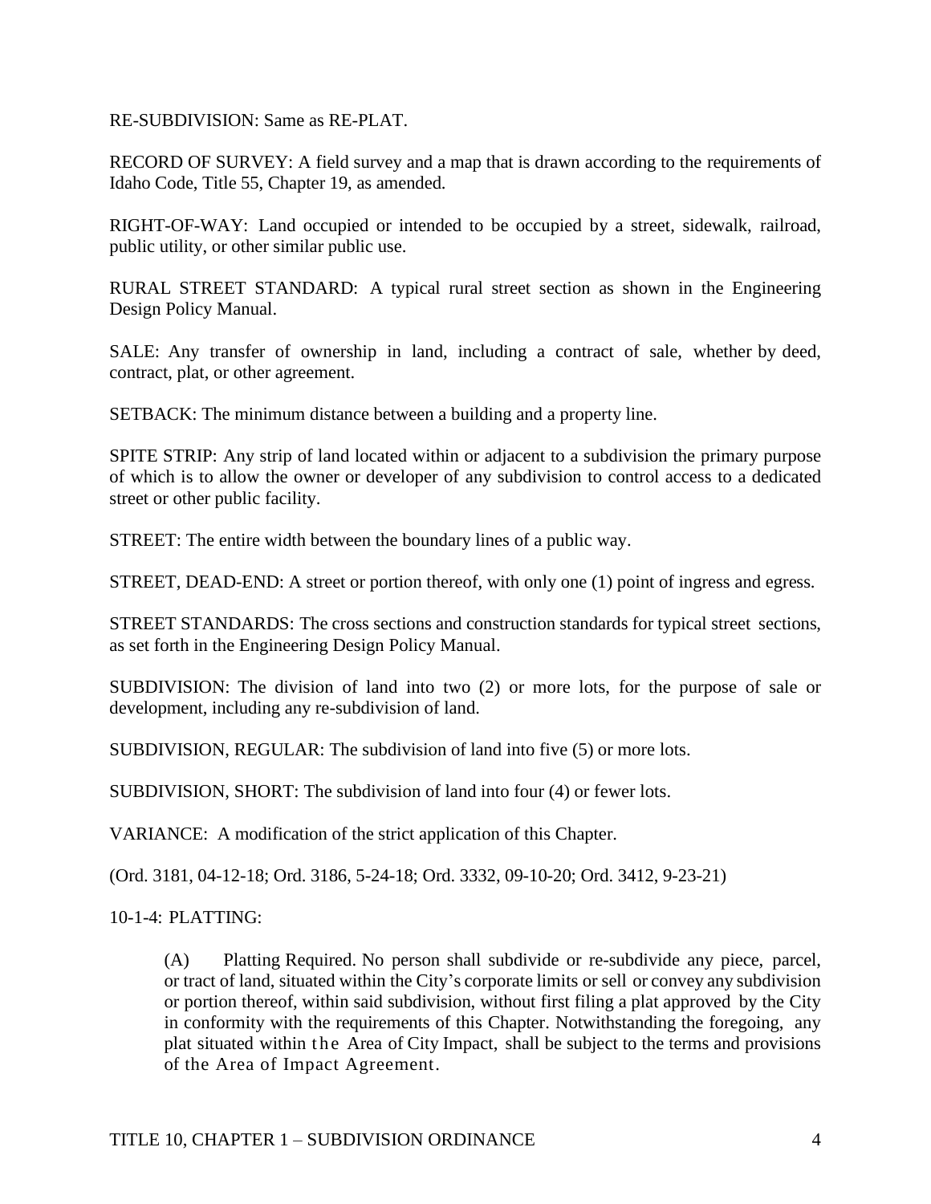RE-SUBDIVISION: Same as RE-PLAT.

RECORD OF SURVEY: A field survey and a map that is drawn according to the requirements of Idaho Code, Title 55, Chapter 19, as amended.

RIGHT-OF-WAY: Land occupied or intended to be occupied by a street, sidewalk, railroad, public utility, or other similar public use.

RURAL STREET STANDARD: A typical rural street section as shown in the Engineering Design Policy Manual.

SALE: Any transfer of ownership in land, including a contract of sale, whether by deed, contract, plat, or other agreement.

SETBACK: The minimum distance between a building and a property line.

SPITE STRIP: Any strip of land located within or adjacent to a subdivision the primary purpose of which is to allow the owner or developer of any subdivision to control access to a dedicated street or other public facility.

STREET: The entire width between the boundary lines of a public way.

STREET, DEAD-END: A street or portion thereof, with only one (1) point of ingress and egress.

STREET STANDARDS: The cross sections and construction standards for typical street sections, as set forth in the Engineering Design Policy Manual.

SUBDIVISION: The division of land into two (2) or more lots, for the purpose of sale or development, including any re-subdivision of land.

SUBDIVISION, REGULAR: The subdivision of land into five (5) or more lots.

SUBDIVISION, SHORT: The subdivision of land into four (4) or fewer lots.

VARIANCE: A modification of the strict application of this Chapter.

(Ord. 3181, 04-12-18; Ord. 3186, 5-24-18; Ord. 3332, 09-10-20; Ord. 3412, 9-23-21)

10-1-4: PLATTING:

(A) Platting Required. No person shall subdivide or re-subdivide any piece, parcel, or tract of land, situated within the City's corporate limits or sell or convey any subdivision or portion thereof, within said subdivision, without first filing a plat approved by the City in conformity with the requirements of this Chapter. Notwithstanding the foregoing, any plat situated within the Area of City Impact, shall be subject to the terms and provisions of the Area of Impact Agreement.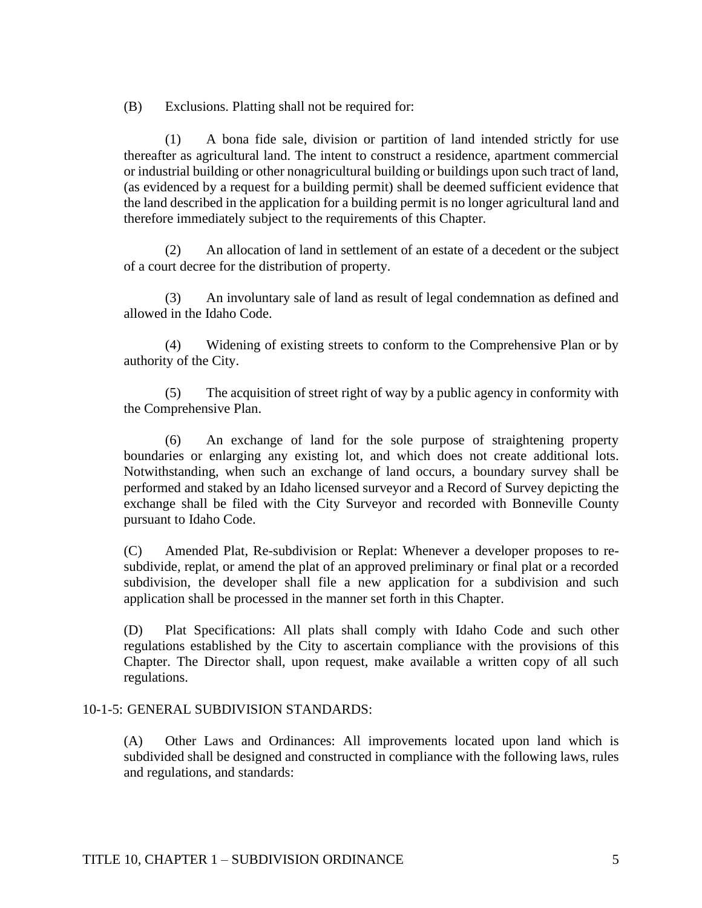(B) Exclusions. Platting shall not be required for:

(1) A bona fide sale, division or partition of land intended strictly for use thereafter as agricultural land. The intent to construct a residence, apartment commercial or industrial building or other nonagricultural building or buildings upon such tract of land, (as evidenced by a request for a building permit) shall be deemed sufficient evidence that the land described in the application for a building permit is no longer agricultural land and therefore immediately subject to the requirements of this Chapter.

(2) An allocation of land in settlement of an estate of a decedent or the subject of a court decree for the distribution of property.

(3) An involuntary sale of land as result of legal condemnation as defined and allowed in the Idaho Code.

(4) Widening of existing streets to conform to the Comprehensive Plan or by authority of the City.

(5) The acquisition of street right of way by a public agency in conformity with the Comprehensive Plan.

(6) An exchange of land for the sole purpose of straightening property boundaries or enlarging any existing lot, and which does not create additional lots. Notwithstanding, when such an exchange of land occurs, a boundary survey shall be performed and staked by an Idaho licensed surveyor and a Record of Survey depicting the exchange shall be filed with the City Surveyor and recorded with Bonneville County pursuant to Idaho Code.

(C) Amended Plat, Re-subdivision or Replat: Whenever a developer proposes to re-subdivide, replat, or amend the plat of an approved preliminary or final plat or a recorded subdivision, the developer shall file a new application for a subdivision and such application shall be processed in the manner set forth in this Chapter.

(D) Plat Specifications: All plats shall comply with Idaho Code and such other regulations established by the City to ascertain compliance with the provisions of this Chapter. The Director shall, upon request, make available a written copy of all such regulations.

## 10-1-5: GENERAL SUBDIVISION STANDARDS:

(A) Other Laws and Ordinances: All improvements located upon land which is subdivided shall be designed and constructed in compliance with the following laws, rules and regulations, and standards: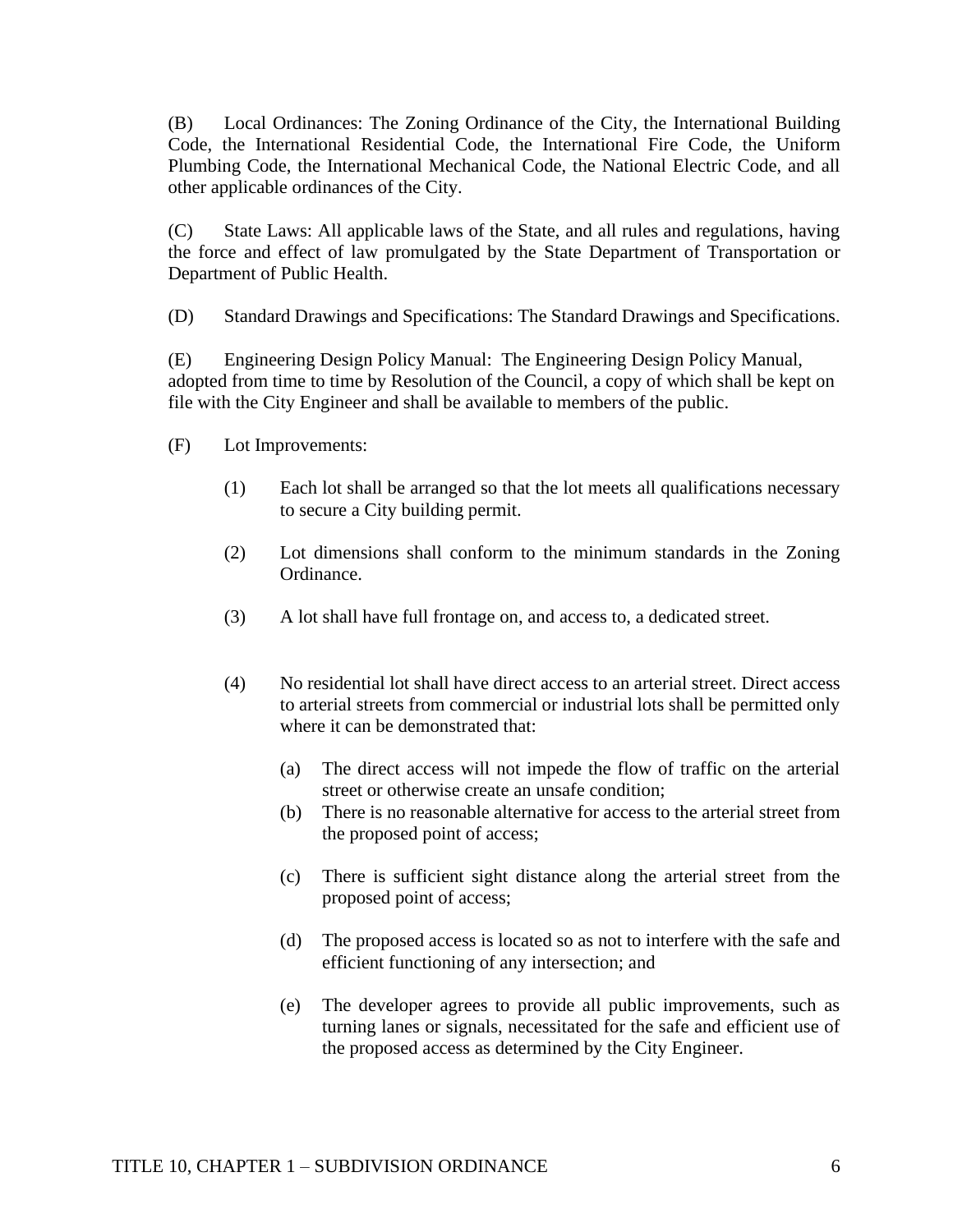(B) Local Ordinances: The Zoning Ordinance of the City, the International Building Code, the International Residential Code, the International Fire Code, the Uniform Plumbing Code, the International Mechanical Code, the National Electric Code, and all other applicable ordinances of the City.

(C) State Laws: All applicable laws of the State, and all rules and regulations, having the force and effect of law promulgated by the State Department of Transportation or Department of Public Health.

(D) Standard Drawings and Specifications: The Standard Drawings and Specifications.

(E) Engineering Design Policy Manual: The Engineering Design Policy Manual, adopted from time to time by Resolution of the Council, a copy of which shall be kept on file with the City Engineer and shall be available to members of the public.

(F) Lot Improvements:

(1) Each lot shall be arranged so that the lot meets all qualifications necessary to secure a City building permit.

(2) Lot dimensions shall conform to the minimum standards in the Zoning Ordinance.

(3) A lot shall have full frontage on, and access to, a dedicated street.

(4) No residential lot shall have direct access to an arterial street. Direct access to arterial streets from commercial or industrial lots shall be permitted only where it can be demonstrated that:

(a) The direct access will not impede the flow of traffic on the arterial street or otherwise create an unsafe condition;

(b) There is no reasonable alternative for access to the arterial street from the proposed point of access;

(c) There is sufficient sight distance along the arterial street from the proposed point of access;

(d) The proposed access is located so as not to interfere with the safe and efficient functioning of any intersection; and

(e) The developer agrees to provide all public improvements, such as turning lanes or signals, necessitated for the safe and efficient use of the proposed access as determined by the City Engineer.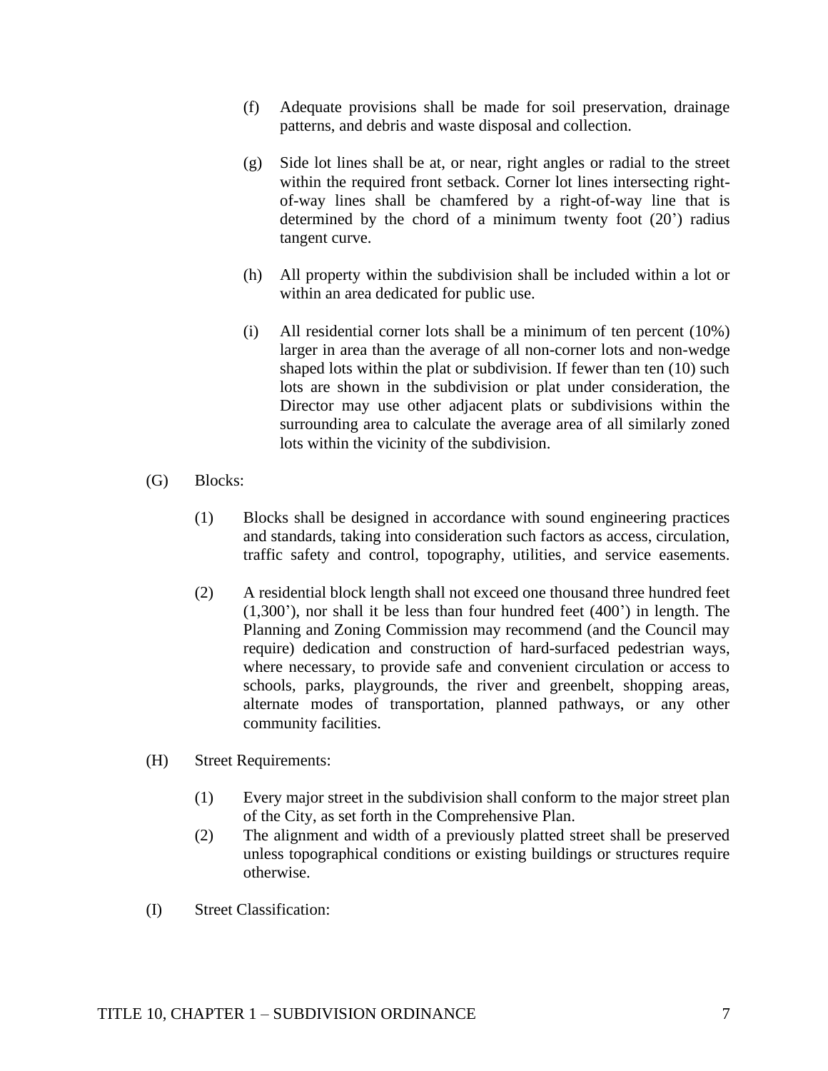(f) Adequate provisions shall be made for soil preservation, drainage patterns, and debris and waste disposal and collection.

(g) Side lot lines shall be at, or near, right angles or radial to the street within the required front setback. Corner lot lines intersecting right-of-way lines shall be chamfered by a right-of-way line that is determined by the chord of a minimum twenty foot (20') radius tangent curve.

(h) All property within the subdivision shall be included within a lot or within an area dedicated for public use.

(i) All residential corner lots shall be a minimum of ten percent (10%) larger in area than the average of all non-corner lots and non-wedge shaped lots within the plat or subdivision. If fewer than ten (10) such lots are shown in the subdivision or plat under consideration, the Director may use other adjacent plats or subdivisions within the surrounding area to calculate the average area of all similarly zoned lots within the vicinity of the subdivision.

(G) Blocks:

(1) Blocks shall be designed in accordance with sound engineering practices and standards, taking into consideration such factors as access, circulation, traffic safety and control, topography, utilities, and service easements.

(2) A residential block length shall not exceed one thousand three hundred feet (1,300'), nor shall it be less than four hundred feet (400') in length. The Planning and Zoning Commission may recommend (and the Council may require) dedication and construction of hard-surfaced pedestrian ways, where necessary, to provide safe and convenient circulation or access to schools, parks, playgrounds, the river and greenbelt, shopping areas, alternate modes of transportation, planned pathways, or any other community facilities.

(H) Street Requirements:

(1) Every major street in the subdivision shall conform to the major street plan of the City, as set forth in the Comprehensive Plan.

(2) The alignment and width of a previously platted street shall be preserved unless topographical conditions or existing buildings or structures require otherwise.

(I) Street Classification: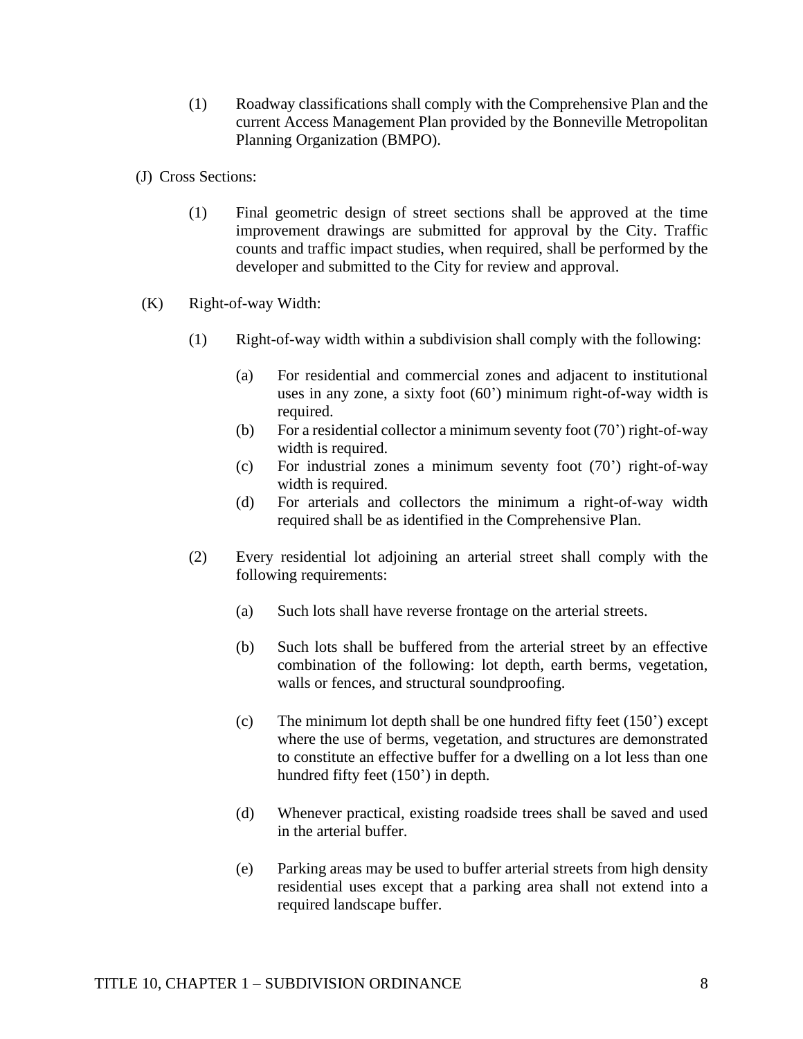(1) Roadway classifications shall comply with the Comprehensive Plan and the current Access Management Plan provided by the Bonneville Metropolitan Planning Organization (BMPO).

(J) Cross Sections:

(1) Final geometric design of street sections shall be approved at the time improvement drawings are submitted for approval by the City. Traffic counts and traffic impact studies, when required, shall be performed by the developer and submitted to the City for review and approval.

(K) Right-of-way Width:

(1) Right-of-way width within a subdivision shall comply with the following:

(a) For residential and commercial zones and adjacent to institutional uses in any zone, a sixty foot (60') minimum right-of-way width is required.

(b) For a residential collector a minimum seventy foot (70') right-of-way width is required.

(c) For industrial zones a minimum seventy foot (70') right-of-way width is required.

(d) For arterials and collectors the minimum a right-of-way width required shall be as identified in the Comprehensive Plan.

(2) Every residential lot adjoining an arterial street shall comply with the following requirements:

(a) Such lots shall have reverse frontage on the arterial streets.

(b) Such lots shall be buffered from the arterial street by an effective combination of the following: lot depth, earth berms, vegetation, walls or fences, and structural soundproofing.

(c) The minimum lot depth shall be one hundred fifty feet (150') except where the use of berms, vegetation, and structures are demonstrated to constitute an effective buffer for a dwelling on a lot less than one hundred fifty feet (150') in depth.

(d) Whenever practical, existing roadside trees shall be saved and used in the arterial buffer.

(e) Parking areas may be used to buffer arterial streets from high density residential uses except that a parking area shall not extend into a required landscape buffer.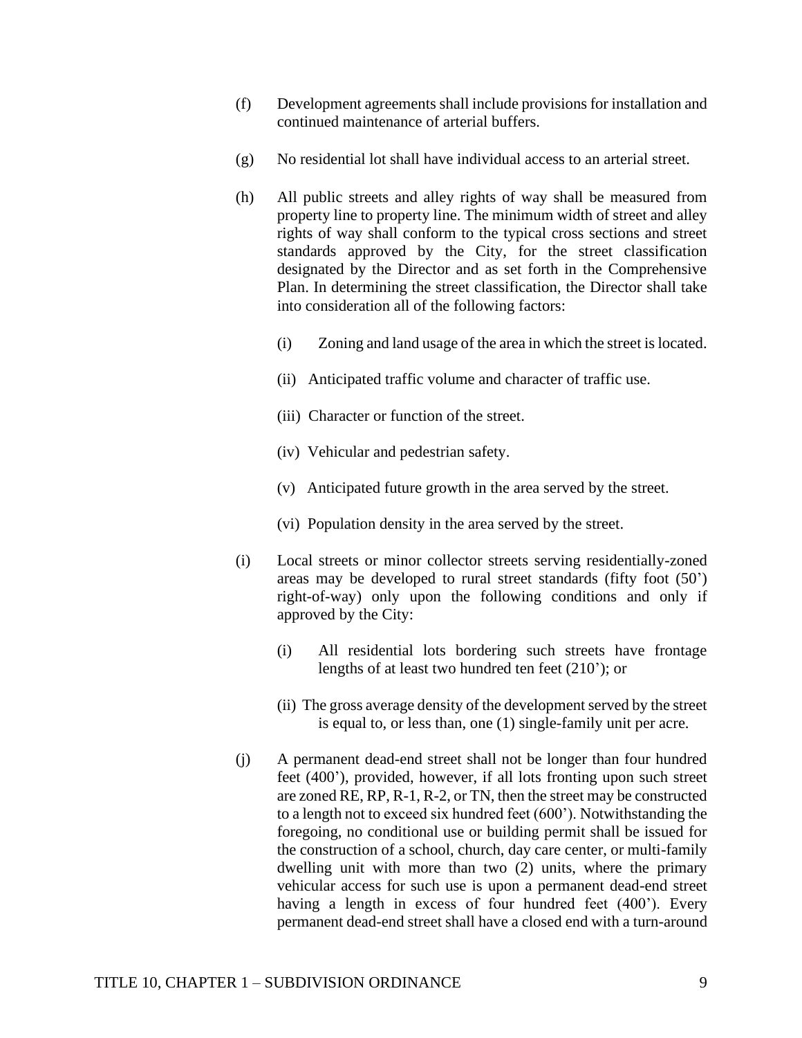(f) Development agreements shall include provisions for installation and continued maintenance of arterial buffers.

(g) No residential lot shall have individual access to an arterial street.

(h) All public streets and alley rights of way shall be measured from property line to property line. The minimum width of street and alley rights of way shall conform to the typical cross sections and street standards approved by the City, for the street classification designated by the Director and as set forth in the Comprehensive Plan. In determining the street classification, the Director shall take into consideration all of the following factors:

  (i) Zoning and land usage of the area in which the street is located.

  (ii) Anticipated traffic volume and character of traffic use.

  (iii) Character or function of the street.

  (iv) Vehicular and pedestrian safety.

  (v) Anticipated future growth in the area served by the street.

  (vi) Population density in the area served by the street.

(i) Local streets or minor collector streets serving residentially-zoned areas may be developed to rural street standards (fifty foot (50') right-of-way) only upon the following conditions and only if approved by the City:

  (i) All residential lots bordering such streets have frontage lengths of at least two hundred ten feet (210'); or

  (ii) The gross average density of the development served by the street is equal to, or less than, one (1) single-family unit per acre.

(j) A permanent dead-end street shall not be longer than four hundred feet (400'), provided, however, if all lots fronting upon such street are zoned RE, RP, R-1, R-2, or TN, then the street may be constructed to a length not to exceed six hundred feet (600'). Notwithstanding the foregoing, no conditional use or building permit shall be issued for the construction of a school, church, day care center, or multi-family dwelling unit with more than two (2) units, where the primary vehicular access for such use is upon a permanent dead-end street having a length in excess of four hundred feet (400'). Every permanent dead-end street shall have a closed end with a turn-around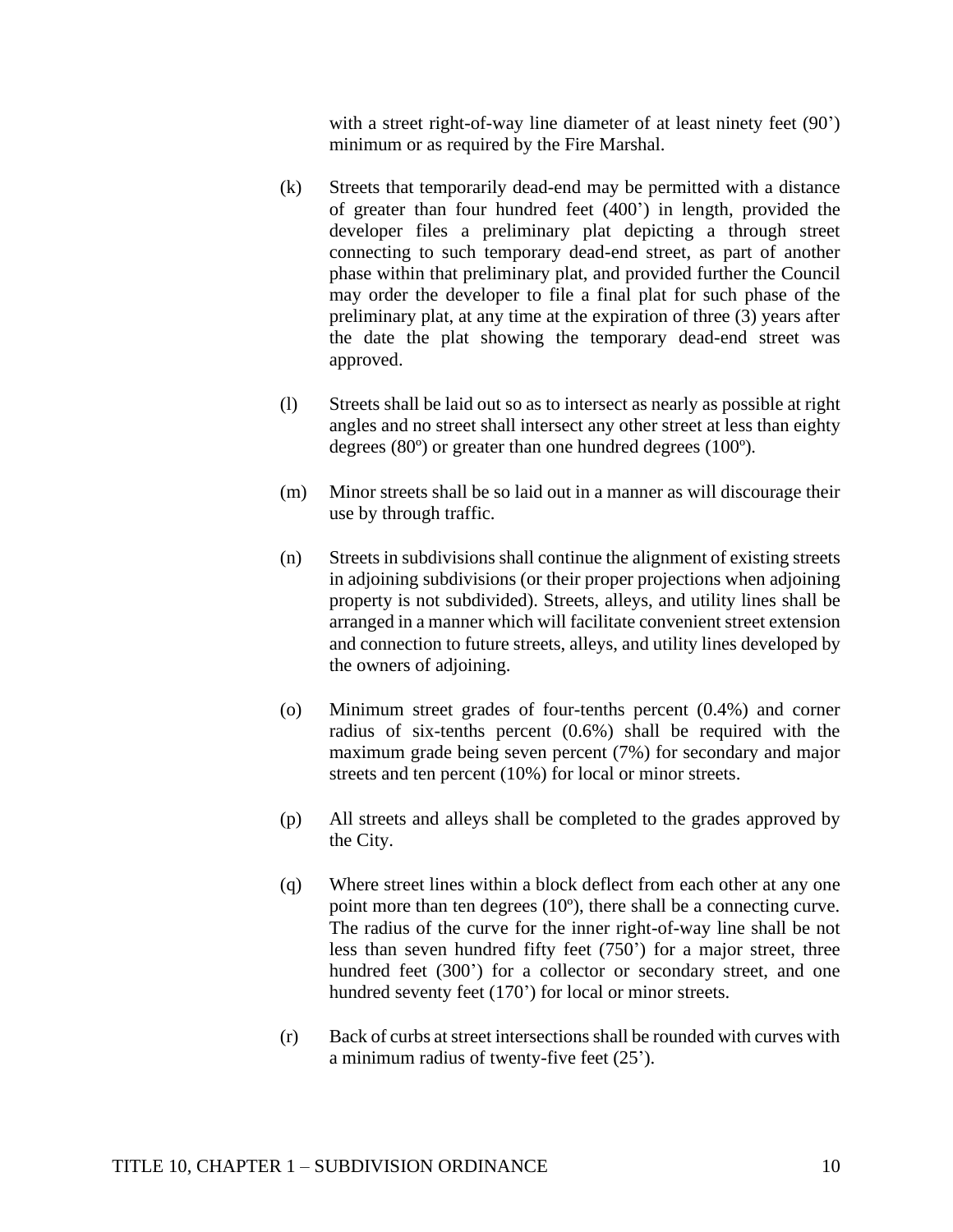with a street right-of-way line diameter of at least ninety feet (90') minimum or as required by the Fire Marshal.

(k) Streets that temporarily dead-end may be permitted with a distance of greater than four hundred feet (400') in length, provided the developer files a preliminary plat depicting a through street connecting to such temporary dead-end street, as part of another phase within that preliminary plat, and provided further the Council may order the developer to file a final plat for such phase of the preliminary plat, at any time at the expiration of three (3) years after the date the plat showing the temporary dead-end street was approved.

(l) Streets shall be laid out so as to intersect as nearly as possible at right angles and no street shall intersect any other street at less than eighty degrees (80º) or greater than one hundred degrees (100º).

(m) Minor streets shall be so laid out in a manner as will discourage their use by through traffic.

(n) Streets in subdivisions shall continue the alignment of existing streets in adjoining subdivisions (or their proper projections when adjoining property is not subdivided). Streets, alleys, and utility lines shall be arranged in a manner which will facilitate convenient street extension and connection to future streets, alleys, and utility lines developed by the owners of adjoining.

(o) Minimum street grades of four-tenths percent (0.4%) and corner radius of six-tenths percent (0.6%) shall be required with the maximum grade being seven percent (7%) for secondary and major streets and ten percent (10%) for local or minor streets.

(p) All streets and alleys shall be completed to the grades approved by the City.

(q) Where street lines within a block deflect from each other at any one point more than ten degrees (10º), there shall be a connecting curve. The radius of the curve for the inner right-of-way line shall be not less than seven hundred fifty feet (750') for a major street, three hundred feet (300') for a collector or secondary street, and one hundred seventy feet (170') for local or minor streets.

(r) Back of curbs at street intersections shall be rounded with curves with a minimum radius of twenty-five feet (25').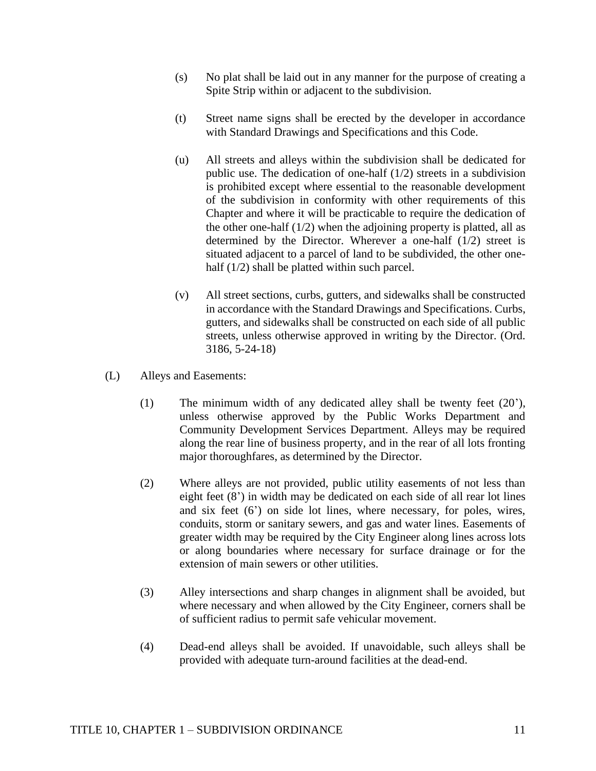(s) No plat shall be laid out in any manner for the purpose of creating a Spite Strip within or adjacent to the subdivision.

(t) Street name signs shall be erected by the developer in accordance with Standard Drawings and Specifications and this Code.

(u) All streets and alleys within the subdivision shall be dedicated for public use. The dedication of one-half (1/2) streets in a subdivision is prohibited except where essential to the reasonable development of the subdivision in conformity with other requirements of this Chapter and where it will be practicable to require the dedication of the other one-half (1/2) when the adjoining property is platted, all as determined by the Director. Wherever a one-half (1/2) street is situated adjacent to a parcel of land to be subdivided, the other one-half (1/2) shall be platted within such parcel.

(v) All street sections, curbs, gutters, and sidewalks shall be constructed in accordance with the Standard Drawings and Specifications. Curbs, gutters, and sidewalks shall be constructed on each side of all public streets, unless otherwise approved in writing by the Director. (Ord. 3186, 5-24-18)

(L) Alleys and Easements:

(1) The minimum width of any dedicated alley shall be twenty feet (20’), unless otherwise approved by the Public Works Department and Community Development Services Department. Alleys may be required along the rear line of business property, and in the rear of all lots fronting major thoroughfares, as determined by the Director.

(2) Where alleys are not provided, public utility easements of not less than eight feet (8’) in width may be dedicated on each side of all rear lot lines and six feet (6’) on side lot lines, where necessary, for poles, wires, conduits, storm or sanitary sewers, and gas and water lines. Easements of greater width may be required by the City Engineer along lines across lots or along boundaries where necessary for surface drainage or for the extension of main sewers or other utilities.

(3) Alley intersections and sharp changes in alignment shall be avoided, but where necessary and when allowed by the City Engineer, corners shall be of sufficient radius to permit safe vehicular movement.

(4) Dead-end alleys shall be avoided. If unavoidable, such alleys shall be provided with adequate turn-around facilities at the dead-end.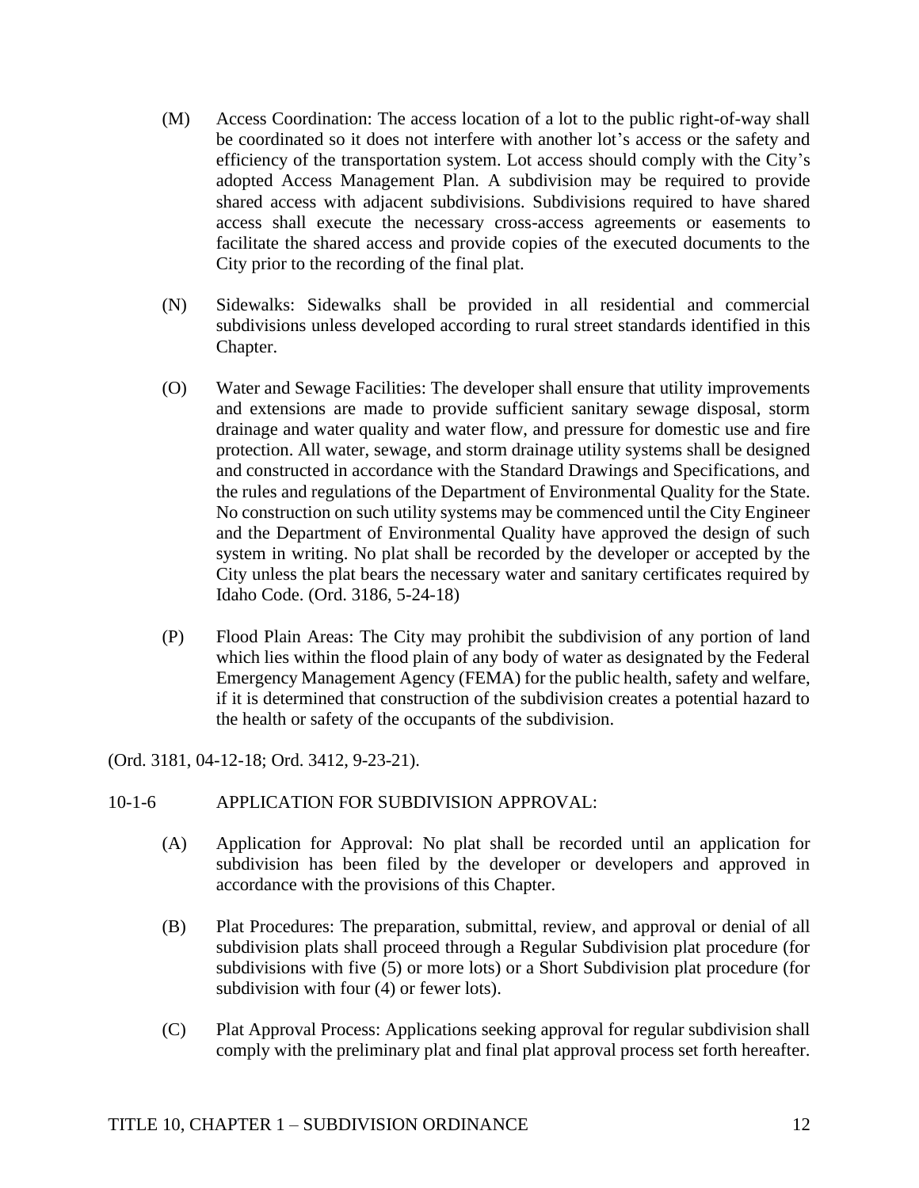(M) Access Coordination: The access location of a lot to the public right-of-way shall be coordinated so it does not interfere with another lot's access or the safety and efficiency of the transportation system. Lot access should comply with the City's adopted Access Management Plan. A subdivision may be required to provide shared access with adjacent subdivisions. Subdivisions required to have shared access shall execute the necessary cross-access agreements or easements to facilitate the shared access and provide copies of the executed documents to the City prior to the recording of the final plat.

(N) Sidewalks: Sidewalks shall be provided in all residential and commercial subdivisions unless developed according to rural street standards identified in this Chapter.

(O) Water and Sewage Facilities: The developer shall ensure that utility improvements and extensions are made to provide sufficient sanitary sewage disposal, storm drainage and water quality and water flow, and pressure for domestic use and fire protection. All water, sewage, and storm drainage utility systems shall be designed and constructed in accordance with the Standard Drawings and Specifications, and the rules and regulations of the Department of Environmental Quality for the State. No construction on such utility systems may be commenced until the City Engineer and the Department of Environmental Quality have approved the design of such system in writing. No plat shall be recorded by the developer or accepted by the City unless the plat bears the necessary water and sanitary certificates required by Idaho Code. (Ord. 3186, 5-24-18)

(P) Flood Plain Areas: The City may prohibit the subdivision of any portion of land which lies within the flood plain of any body of water as designated by the Federal Emergency Management Agency (FEMA) for the public health, safety and welfare, if it is determined that construction of the subdivision creates a potential hazard to the health or safety of the occupants of the subdivision.

(Ord. 3181, 04-12-18; Ord. 3412, 9-23-21).

## 10-1-6 APPLICATION FOR SUBDIVISION APPROVAL:

(A) Application for Approval: No plat shall be recorded until an application for subdivision has been filed by the developer or developers and approved in accordance with the provisions of this Chapter.

(B) Plat Procedures: The preparation, submittal, review, and approval or denial of all subdivision plats shall proceed through a Regular Subdivision plat procedure (for subdivisions with five (5) or more lots) or a Short Subdivision plat procedure (for subdivision with four (4) or fewer lots).

(C) Plat Approval Process: Applications seeking approval for regular subdivision shall comply with the preliminary plat and final plat approval process set forth hereafter.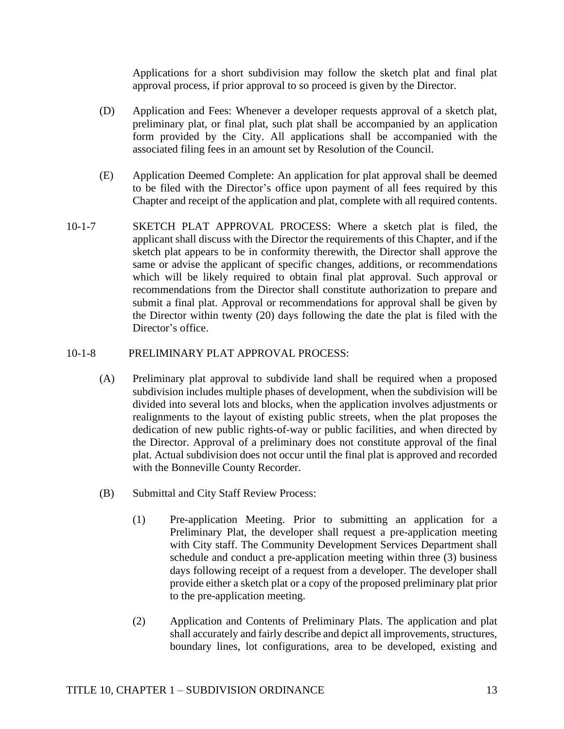Applications for a short subdivision may follow the sketch plat and final plat approval process, if prior approval to so proceed is given by the Director.

(D) Application and Fees: Whenever a developer requests approval of a sketch plat, preliminary plat, or final plat, such plat shall be accompanied by an application form provided by the City. All applications shall be accompanied with the associated filing fees in an amount set by Resolution of the Council.

(E) Application Deemed Complete: An application for plat approval shall be deemed to be filed with the Director's office upon payment of all fees required by this Chapter and receipt of the application and plat, complete with all required contents.

10-1-7 SKETCH PLAT APPROVAL PROCESS: Where a sketch plat is filed, the applicant shall discuss with the Director the requirements of this Chapter, and if the sketch plat appears to be in conformity therewith, the Director shall approve the same or advise the applicant of specific changes, additions, or recommendations which will be likely required to obtain final plat approval. Such approval or recommendations from the Director shall constitute authorization to prepare and submit a final plat. Approval or recommendations for approval shall be given by the Director within twenty (20) days following the date the plat is filed with the Director's office.

10-1-8 PRELIMINARY PLAT APPROVAL PROCESS:

(A) Preliminary plat approval to subdivide land shall be required when a proposed subdivision includes multiple phases of development, when the subdivision will be divided into several lots and blocks, when the application involves adjustments or realignments to the layout of existing public streets, when the plat proposes the dedication of new public rights-of-way or public facilities, and when directed by the Director. Approval of a preliminary does not constitute approval of the final plat. Actual subdivision does not occur until the final plat is approved and recorded with the Bonneville County Recorder.

(B) Submittal and City Staff Review Process:

(1) Pre-application Meeting. Prior to submitting an application for a Preliminary Plat, the developer shall request a pre-application meeting with City staff. The Community Development Services Department shall schedule and conduct a pre-application meeting within three (3) business days following receipt of a request from a developer. The developer shall provide either a sketch plat or a copy of the proposed preliminary plat prior to the pre-application meeting.

(2) Application and Contents of Preliminary Plats. The application and plat shall accurately and fairly describe and depict all improvements, structures, boundary lines, lot configurations, area to be developed, existing and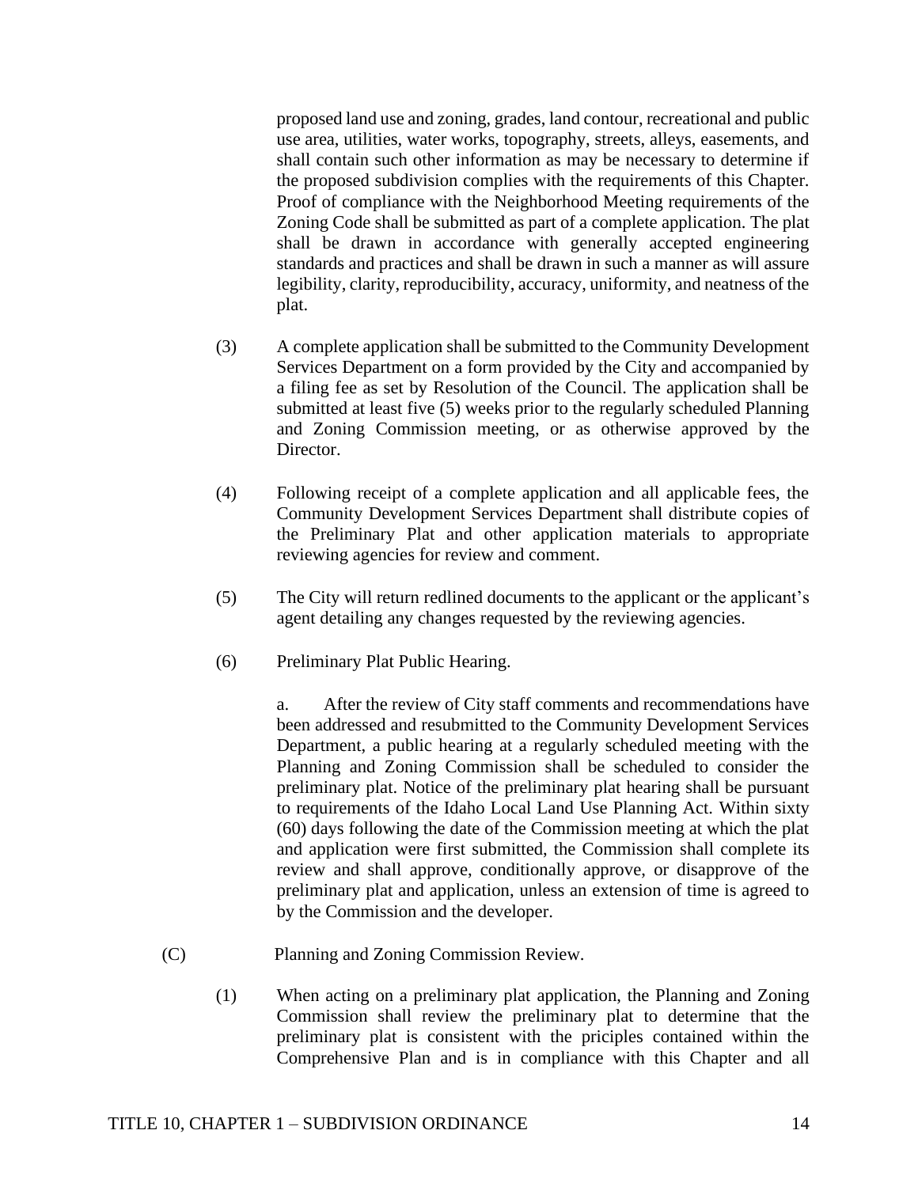proposed land use and zoning, grades, land contour, recreational and public use area, utilities, water works, topography, streets, alleys, easements, and shall contain such other information as may be necessary to determine if the proposed subdivision complies with the requirements of this Chapter. Proof of compliance with the Neighborhood Meeting requirements of the Zoning Code shall be submitted as part of a complete application. The plat shall be drawn in accordance with generally accepted engineering standards and practices and shall be drawn in such a manner as will assure legibility, clarity, reproducibility, accuracy, uniformity, and neatness of the plat.

(3) A complete application shall be submitted to the Community Development Services Department on a form provided by the City and accompanied by a filing fee as set by Resolution of the Council. The application shall be submitted at least five (5) weeks prior to the regularly scheduled Planning and Zoning Commission meeting, or as otherwise approved by the Director.

(4) Following receipt of a complete application and all applicable fees, the Community Development Services Department shall distribute copies of the Preliminary Plat and other application materials to appropriate reviewing agencies for review and comment.

(5) The City will return redlined documents to the applicant or the applicant's agent detailing any changes requested by the reviewing agencies.

(6) Preliminary Plat Public Hearing.

a. After the review of City staff comments and recommendations have been addressed and resubmitted to the Community Development Services Department, a public hearing at a regularly scheduled meeting with the Planning and Zoning Commission shall be scheduled to consider the preliminary plat. Notice of the preliminary plat hearing shall be pursuant to requirements of the Idaho Local Land Use Planning Act. Within sixty (60) days following the date of the Commission meeting at which the plat and application were first submitted, the Commission shall complete its review and shall approve, conditionally approve, or disapprove of the preliminary plat and application, unless an extension of time is agreed to by the Commission and the developer.

(C) Planning and Zoning Commission Review.

(1) When acting on a preliminary plat application, the Planning and Zoning Commission shall review the preliminary plat to determine that the preliminary plat is consistent with the priciples contained within the Comprehensive Plan and is in compliance with this Chapter and all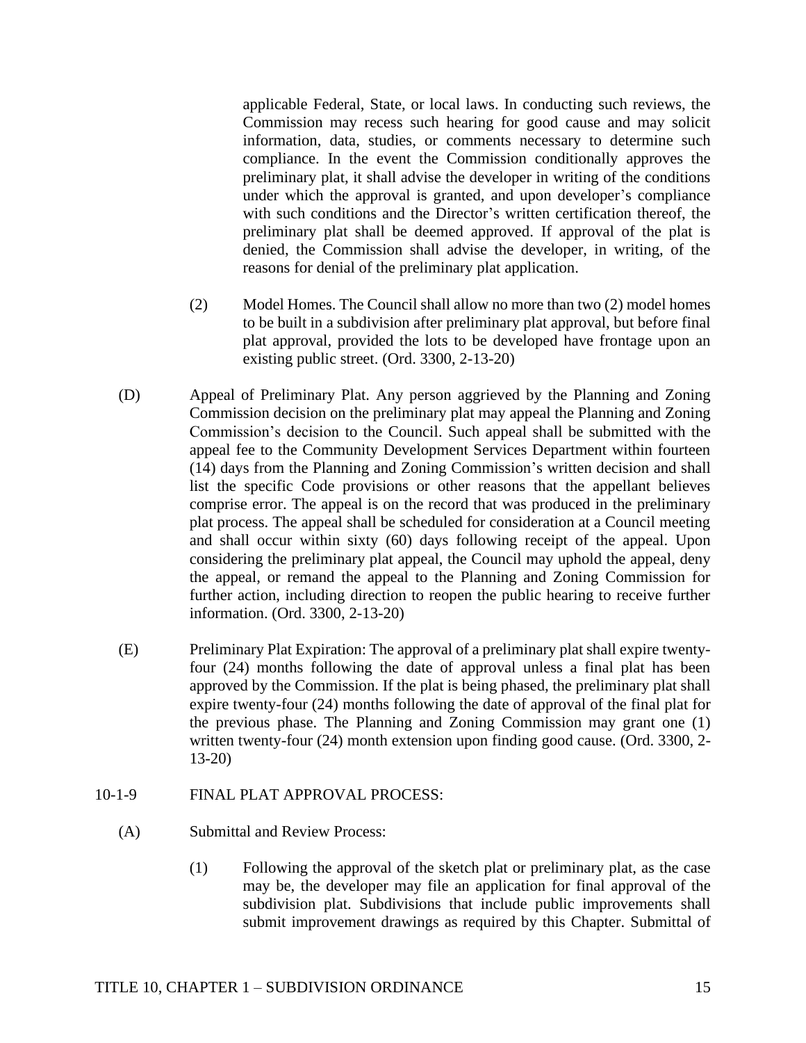applicable Federal, State, or local laws. In conducting such reviews, the Commission may recess such hearing for good cause and may solicit information, data, studies, or comments necessary to determine such compliance. In the event the Commission conditionally approves the preliminary plat, it shall advise the developer in writing of the conditions under which the approval is granted, and upon developer's compliance with such conditions and the Director's written certification thereof, the preliminary plat shall be deemed approved. If approval of the plat is denied, the Commission shall advise the developer, in writing, of the reasons for denial of the preliminary plat application.

(2) Model Homes. The Council shall allow no more than two (2) model homes to be built in a subdivision after preliminary plat approval, but before final plat approval, provided the lots to be developed have frontage upon an existing public street. (Ord. 3300, 2-13-20)

(D) Appeal of Preliminary Plat. Any person aggrieved by the Planning and Zoning Commission decision on the preliminary plat may appeal the Planning and Zoning Commission's decision to the Council. Such appeal shall be submitted with the appeal fee to the Community Development Services Department within fourteen (14) days from the Planning and Zoning Commission's written decision and shall list the specific Code provisions or other reasons that the appellant believes comprise error. The appeal is on the record that was produced in the preliminary plat process. The appeal shall be scheduled for consideration at a Council meeting and shall occur within sixty (60) days following receipt of the appeal. Upon considering the preliminary plat appeal, the Council may uphold the appeal, deny the appeal, or remand the appeal to the Planning and Zoning Commission for further action, including direction to reopen the public hearing to receive further information. (Ord. 3300, 2-13-20)

(E) Preliminary Plat Expiration: The approval of a preliminary plat shall expire twenty-four (24) months following the date of approval unless a final plat has been approved by the Commission. If the plat is being phased, the preliminary plat shall expire twenty-four (24) months following the date of approval of the final plat for the previous phase. The Planning and Zoning Commission may grant one (1) written twenty-four (24) month extension upon finding good cause. (Ord. 3300, 2-13-20)

## 10-1-9 FINAL PLAT APPROVAL PROCESS:

(A) Submittal and Review Process:

(1) Following the approval of the sketch plat or preliminary plat, as the case may be, the developer may file an application for final approval of the subdivision plat. Subdivisions that include public improvements shall submit improvement drawings as required by this Chapter. Submittal of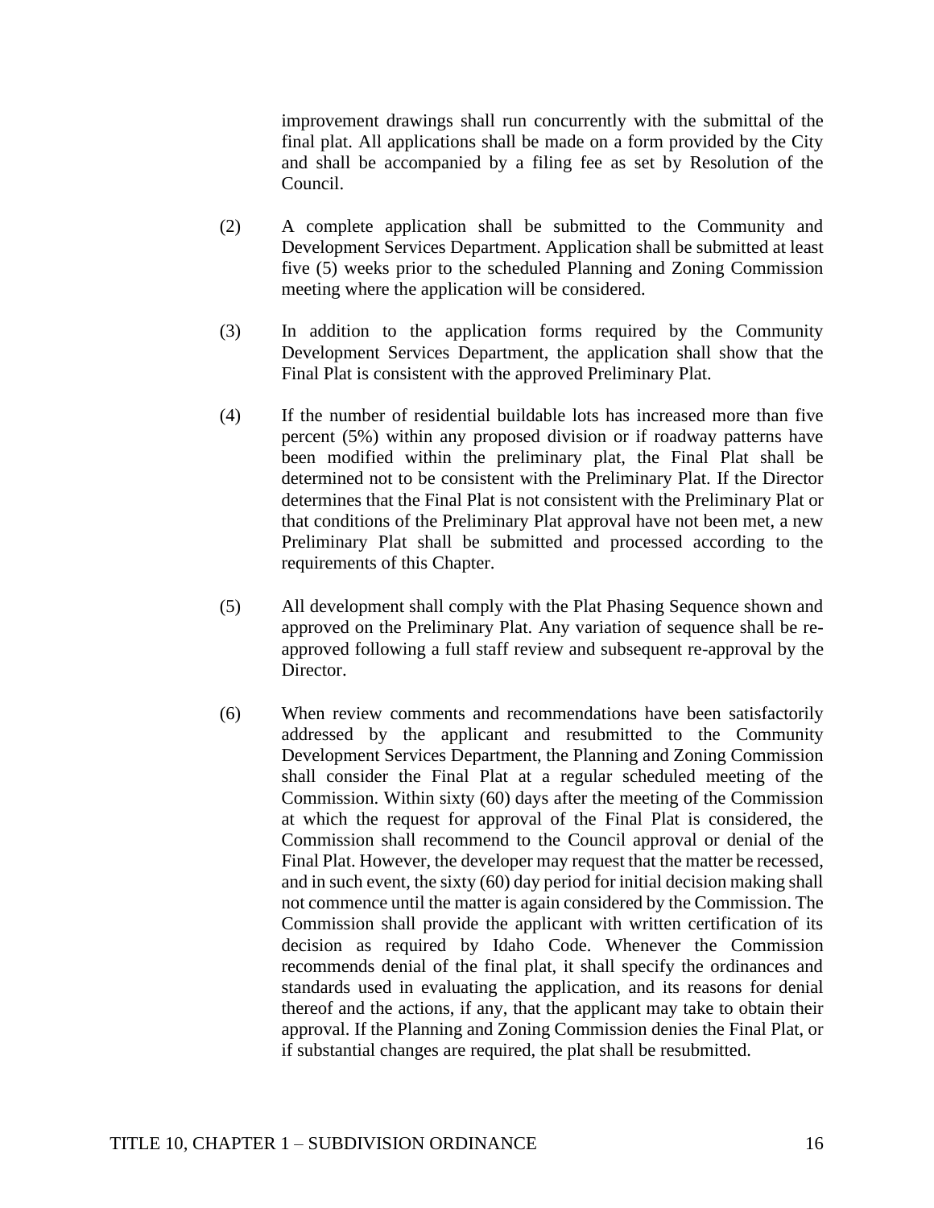improvement drawings shall run concurrently with the submittal of the final plat. All applications shall be made on a form provided by the City and shall be accompanied by a filing fee as set by Resolution of the Council.

(2) A complete application shall be submitted to the Community and Development Services Department. Application shall be submitted at least five (5) weeks prior to the scheduled Planning and Zoning Commission meeting where the application will be considered.

(3) In addition to the application forms required by the Community Development Services Department, the application shall show that the Final Plat is consistent with the approved Preliminary Plat.

(4) If the number of residential buildable lots has increased more than five percent (5%) within any proposed division or if roadway patterns have been modified within the preliminary plat, the Final Plat shall be determined not to be consistent with the Preliminary Plat. If the Director determines that the Final Plat is not consistent with the Preliminary Plat or that conditions of the Preliminary Plat approval have not been met, a new Preliminary Plat shall be submitted and processed according to the requirements of this Chapter.

(5) All development shall comply with the Plat Phasing Sequence shown and approved on the Preliminary Plat. Any variation of sequence shall be re-approved following a full staff review and subsequent re-approval by the Director.

(6) When review comments and recommendations have been satisfactorily addressed by the applicant and resubmitted to the Community Development Services Department, the Planning and Zoning Commission shall consider the Final Plat at a regular scheduled meeting of the Commission. Within sixty (60) days after the meeting of the Commission at which the request for approval of the Final Plat is considered, the Commission shall recommend to the Council approval or denial of the Final Plat. However, the developer may request that the matter be recessed, and in such event, the sixty (60) day period for initial decision making shall not commence until the matter is again considered by the Commission. The Commission shall provide the applicant with written certification of its decision as required by Idaho Code. Whenever the Commission recommends denial of the final plat, it shall specify the ordinances and standards used in evaluating the application, and its reasons for denial thereof and the actions, if any, that the applicant may take to obtain their approval. If the Planning and Zoning Commission denies the Final Plat, or if substantial changes are required, the plat shall be resubmitted.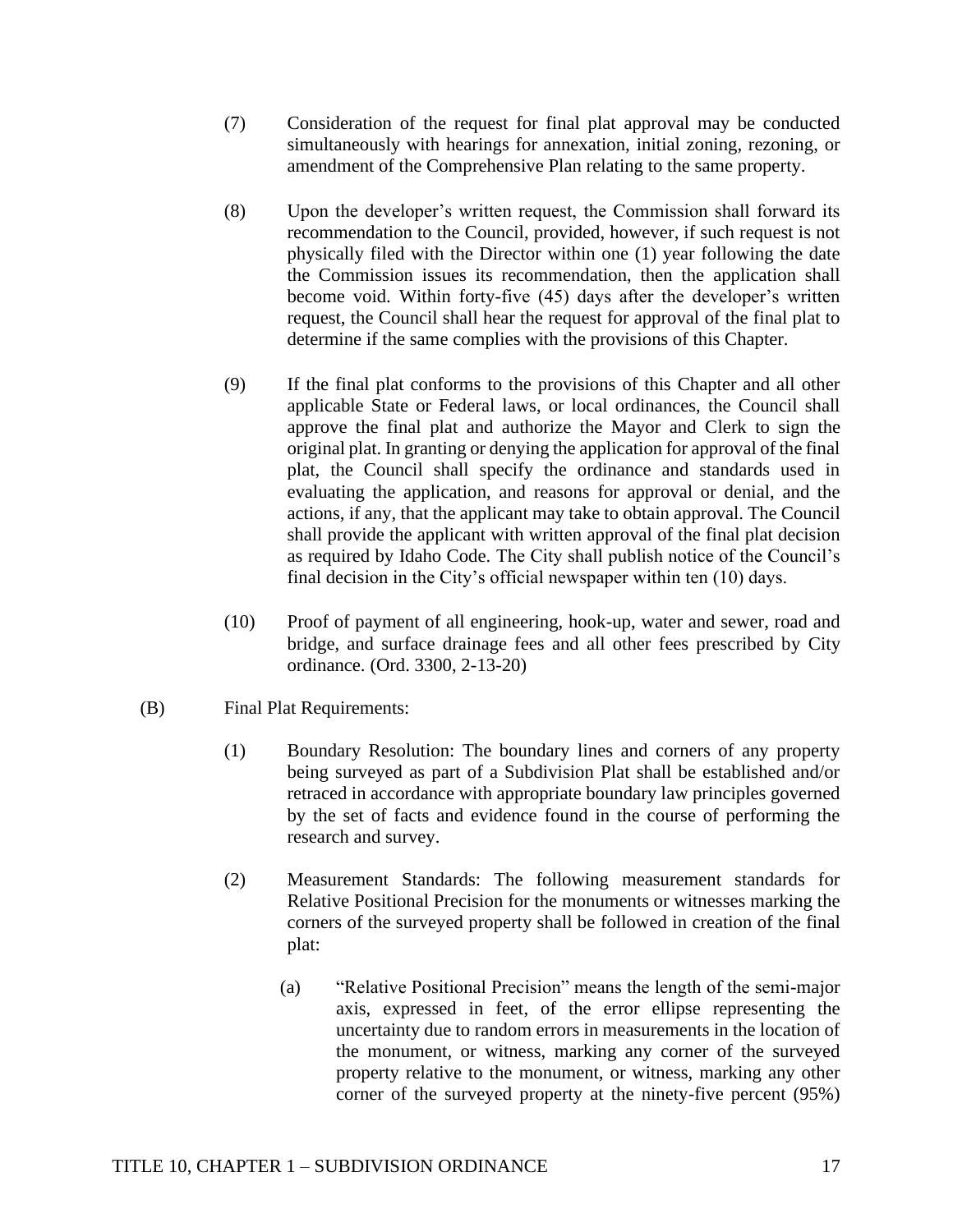(7) Consideration of the request for final plat approval may be conducted simultaneously with hearings for annexation, initial zoning, rezoning, or amendment of the Comprehensive Plan relating to the same property.

(8) Upon the developer's written request, the Commission shall forward its recommendation to the Council, provided, however, if such request is not physically filed with the Director within one (1) year following the date the Commission issues its recommendation, then the application shall become void. Within forty-five (45) days after the developer's written request, the Council shall hear the request for approval of the final plat to determine if the same complies with the provisions of this Chapter.

(9) If the final plat conforms to the provisions of this Chapter and all other applicable State or Federal laws, or local ordinances, the Council shall approve the final plat and authorize the Mayor and Clerk to sign the original plat. In granting or denying the application for approval of the final plat, the Council shall specify the ordinance and standards used in evaluating the application, and reasons for approval or denial, and the actions, if any, that the applicant may take to obtain approval. The Council shall provide the applicant with written approval of the final plat decision as required by Idaho Code. The City shall publish notice of the Council's final decision in the City's official newspaper within ten (10) days.

(10) Proof of payment of all engineering, hook-up, water and sewer, road and bridge, and surface drainage fees and all other fees prescribed by City ordinance. (Ord. 3300, 2-13-20)

(B) Final Plat Requirements:

(1) Boundary Resolution: The boundary lines and corners of any property being surveyed as part of a Subdivision Plat shall be established and/or retraced in accordance with appropriate boundary law principles governed by the set of facts and evidence found in the course of performing the research and survey.

(2) Measurement Standards: The following measurement standards for Relative Positional Precision for the monuments or witnesses marking the corners of the surveyed property shall be followed in creation of the final plat:

(a) "Relative Positional Precision" means the length of the semi-major axis, expressed in feet, of the error ellipse representing the uncertainty due to random errors in measurements in the location of the monument, or witness, marking any corner of the surveyed property relative to the monument, or witness, marking any other corner of the surveyed property at the ninety-five percent (95%)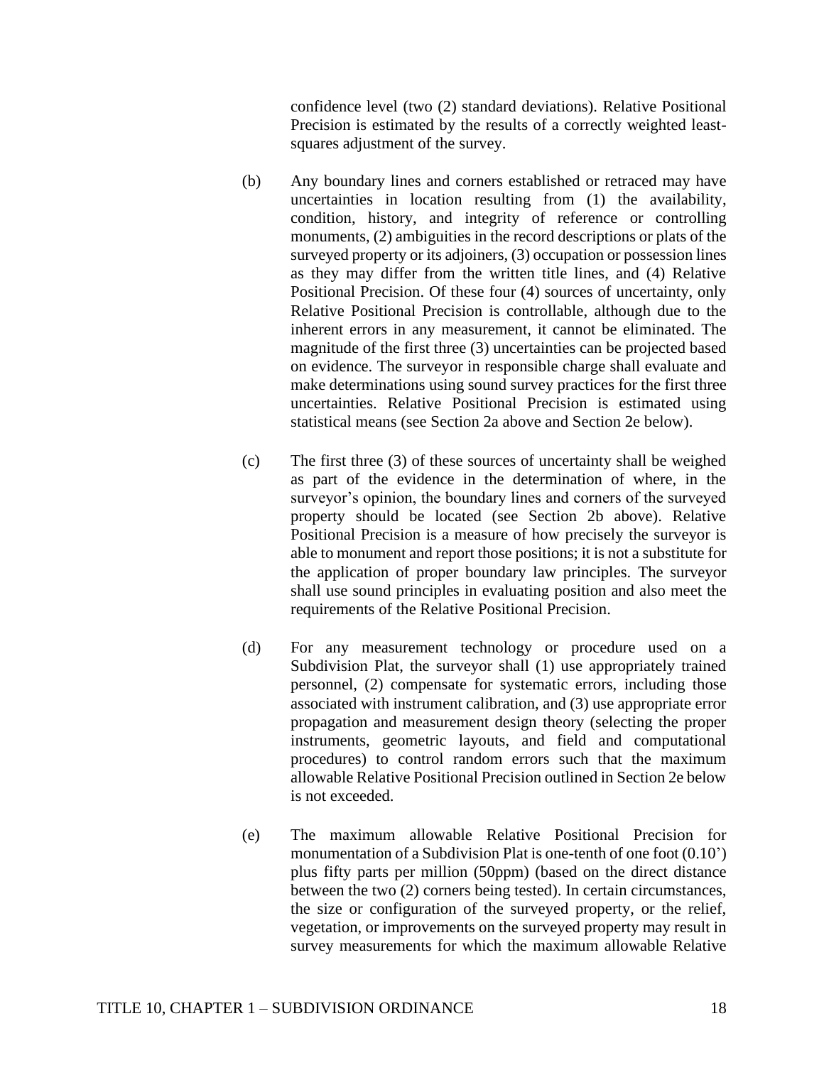confidence level (two (2) standard deviations). Relative Positional Precision is estimated by the results of a correctly weighted least-squares adjustment of the survey.

(b) Any boundary lines and corners established or retraced may have uncertainties in location resulting from (1) the availability, condition, history, and integrity of reference or controlling monuments, (2) ambiguities in the record descriptions or plats of the surveyed property or its adjoiners, (3) occupation or possession lines as they may differ from the written title lines, and (4) Relative Positional Precision. Of these four (4) sources of uncertainty, only Relative Positional Precision is controllable, although due to the inherent errors in any measurement, it cannot be eliminated. The magnitude of the first three (3) uncertainties can be projected based on evidence. The surveyor in responsible charge shall evaluate and make determinations using sound survey practices for the first three uncertainties. Relative Positional Precision is estimated using statistical means (see Section 2a above and Section 2e below).

(c) The first three (3) of these sources of uncertainty shall be weighed as part of the evidence in the determination of where, in the surveyor's opinion, the boundary lines and corners of the surveyed property should be located (see Section 2b above). Relative Positional Precision is a measure of how precisely the surveyor is able to monument and report those positions; it is not a substitute for the application of proper boundary law principles. The surveyor shall use sound principles in evaluating position and also meet the requirements of the Relative Positional Precision.

(d) For any measurement technology or procedure used on a Subdivision Plat, the surveyor shall (1) use appropriately trained personnel, (2) compensate for systematic errors, including those associated with instrument calibration, and (3) use appropriate error propagation and measurement design theory (selecting the proper instruments, geometric layouts, and field and computational procedures) to control random errors such that the maximum allowable Relative Positional Precision outlined in Section 2e below is not exceeded.

(e) The maximum allowable Relative Positional Precision for monumentation of a Subdivision Plat is one-tenth of one foot (0.10') plus fifty parts per million (50ppm) (based on the direct distance between the two (2) corners being tested). In certain circumstances, the size or configuration of the surveyed property, or the relief, vegetation, or improvements on the surveyed property may result in survey measurements for which the maximum allowable Relative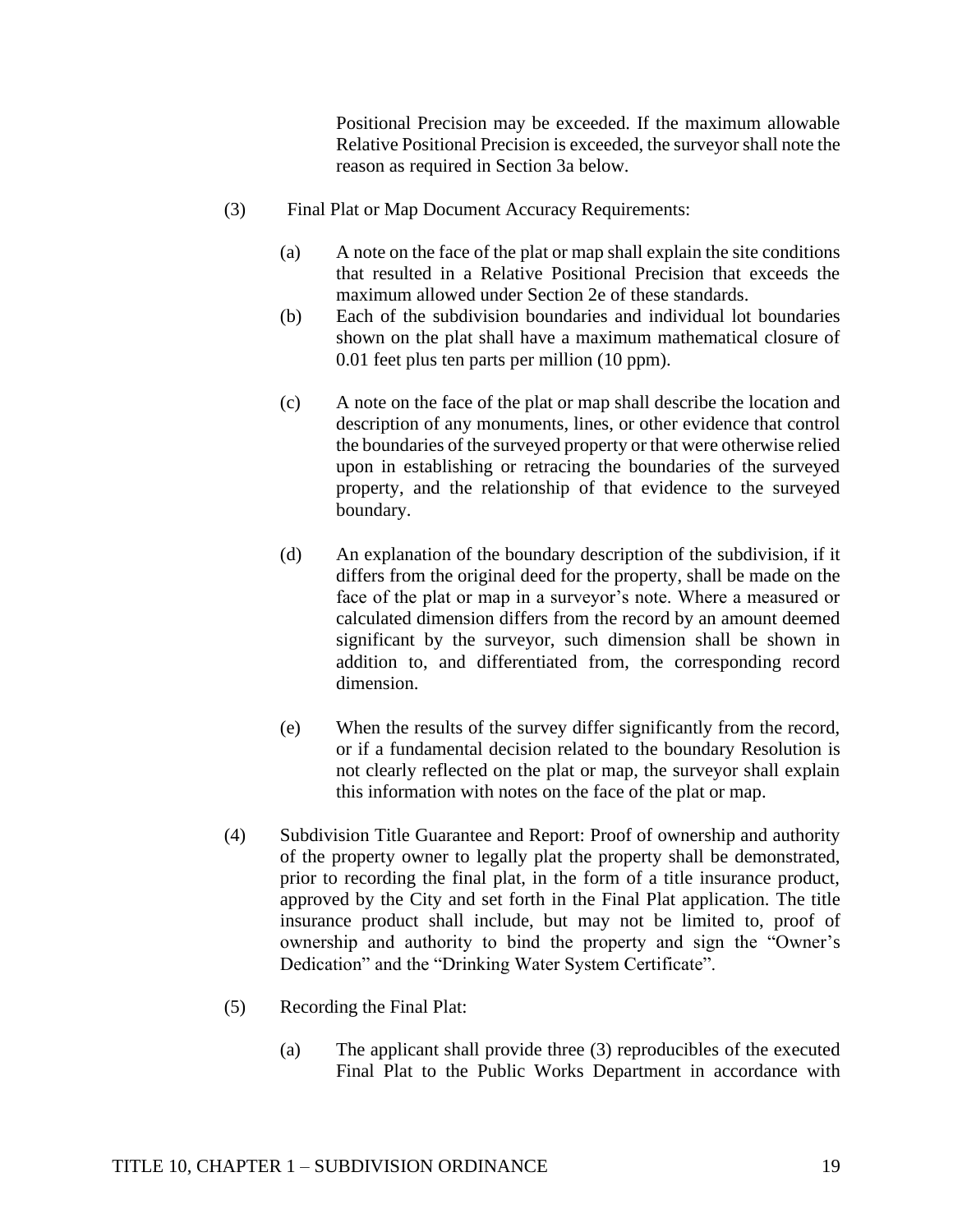Positional Precision may be exceeded. If the maximum allowable Relative Positional Precision is exceeded, the surveyor shall note the reason as required in Section 3a below.

(3) Final Plat or Map Document Accuracy Requirements:

(a) A note on the face of the plat or map shall explain the site conditions that resulted in a Relative Positional Precision that exceeds the maximum allowed under Section 2e of these standards.

(b) Each of the subdivision boundaries and individual lot boundaries shown on the plat shall have a maximum mathematical closure of 0.01 feet plus ten parts per million (10 ppm).

(c) A note on the face of the plat or map shall describe the location and description of any monuments, lines, or other evidence that control the boundaries of the surveyed property or that were otherwise relied upon in establishing or retracing the boundaries of the surveyed property, and the relationship of that evidence to the surveyed boundary.

(d) An explanation of the boundary description of the subdivision, if it differs from the original deed for the property, shall be made on the face of the plat or map in a surveyor's note. Where a measured or calculated dimension differs from the record by an amount deemed significant by the surveyor, such dimension shall be shown in addition to, and differentiated from, the corresponding record dimension.

(e) When the results of the survey differ significantly from the record, or if a fundamental decision related to the boundary Resolution is not clearly reflected on the plat or map, the surveyor shall explain this information with notes on the face of the plat or map.

(4) Subdivision Title Guarantee and Report: Proof of ownership and authority of the property owner to legally plat the property shall be demonstrated, prior to recording the final plat, in the form of a title insurance product, approved by the City and set forth in the Final Plat application. The title insurance product shall include, but may not be limited to, proof of ownership and authority to bind the property and sign the "Owner's Dedication" and the "Drinking Water System Certificate".

(5) Recording the Final Plat:

(a) The applicant shall provide three (3) reproducibles of the executed Final Plat to the Public Works Department in accordance with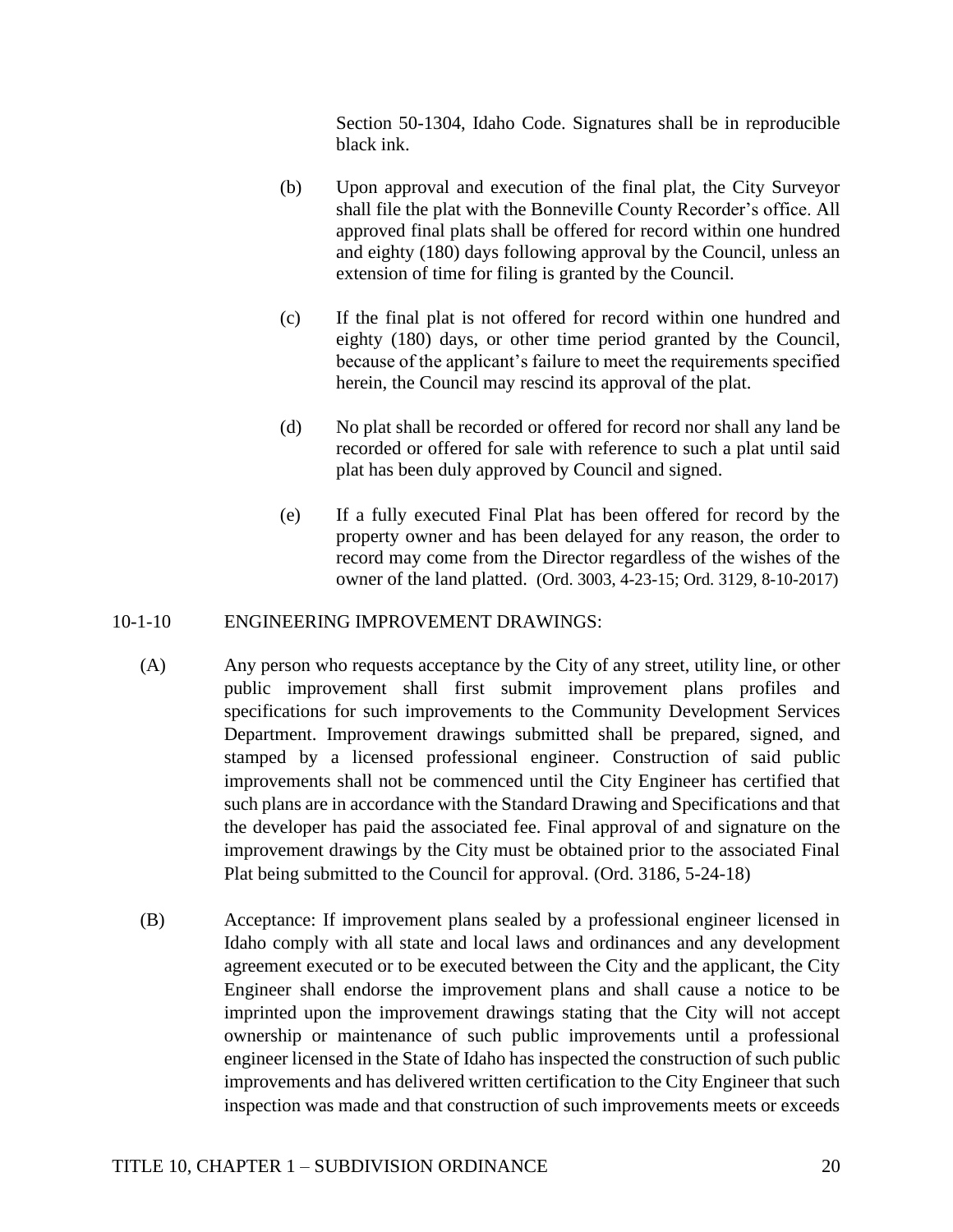Section 50-1304, Idaho Code. Signatures shall be in reproducible black ink.

(b) Upon approval and execution of the final plat, the City Surveyor shall file the plat with the Bonneville County Recorder's office. All approved final plats shall be offered for record within one hundred and eighty (180) days following approval by the Council, unless an extension of time for filing is granted by the Council.

(c) If the final plat is not offered for record within one hundred and eighty (180) days, or other time period granted by the Council, because of the applicant's failure to meet the requirements specified herein, the Council may rescind its approval of the plat.

(d) No plat shall be recorded or offered for record nor shall any land be recorded or offered for sale with reference to such a plat until said plat has been duly approved by Council and signed.

(e) If a fully executed Final Plat has been offered for record by the property owner and has been delayed for any reason, the order to record may come from the Director regardless of the wishes of the owner of the land platted. (Ord. 3003, 4-23-15; Ord. 3129, 8-10-2017)

10-1-10 ENGINEERING IMPROVEMENT DRAWINGS:

(A) Any person who requests acceptance by the City of any street, utility line, or other public improvement shall first submit improvement plans profiles and specifications for such improvements to the Community Development Services Department. Improvement drawings submitted shall be prepared, signed, and stamped by a licensed professional engineer. Construction of said public improvements shall not be commenced until the City Engineer has certified that such plans are in accordance with the Standard Drawing and Specifications and that the developer has paid the associated fee. Final approval of and signature on the improvement drawings by the City must be obtained prior to the associated Final Plat being submitted to the Council for approval. (Ord. 3186, 5-24-18)

(B) Acceptance: If improvement plans sealed by a professional engineer licensed in Idaho comply with all state and local laws and ordinances and any development agreement executed or to be executed between the City and the applicant, the City Engineer shall endorse the improvement plans and shall cause a notice to be imprinted upon the improvement drawings stating that the City will not accept ownership or maintenance of such public improvements until a professional engineer licensed in the State of Idaho has inspected the construction of such public improvements and has delivered written certification to the City Engineer that such inspection was made and that construction of such improvements meets or exceeds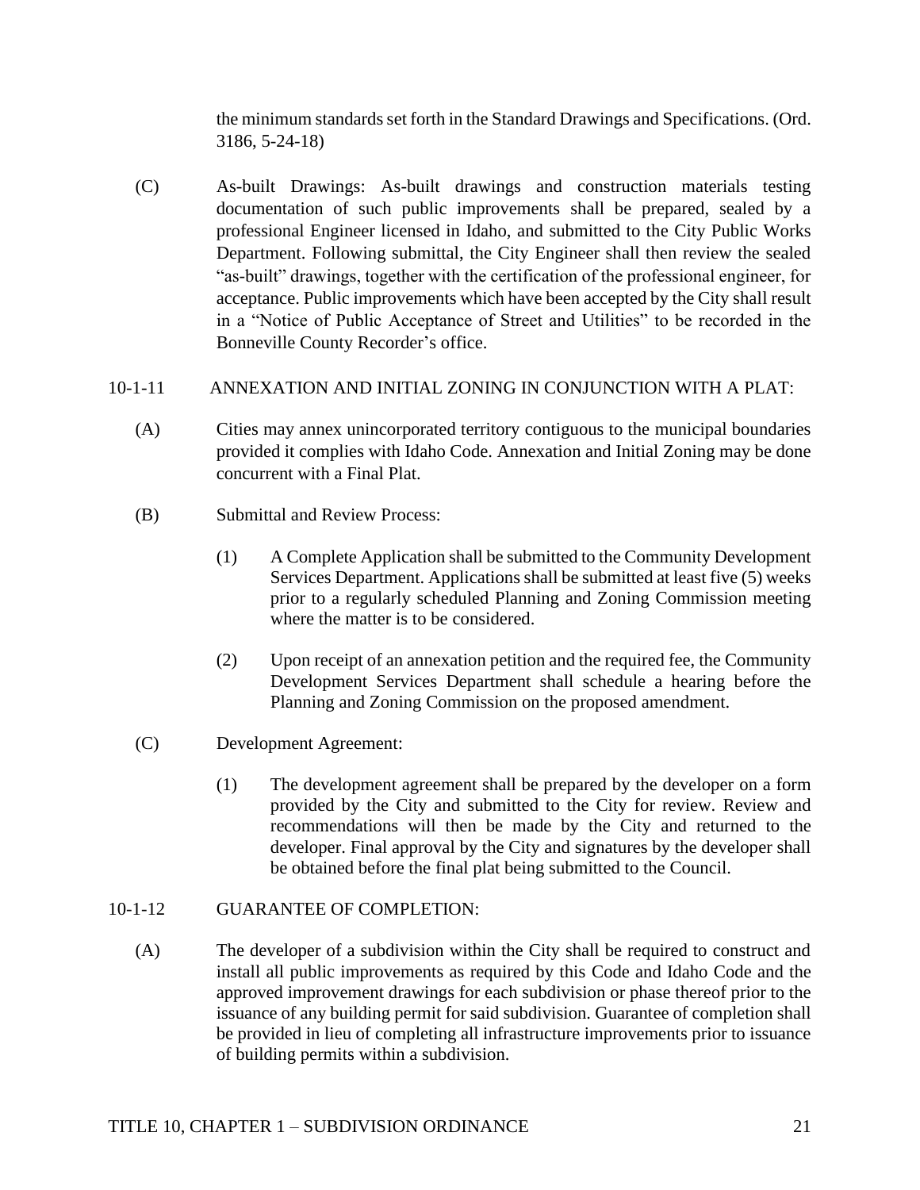the minimum standards set forth in the Standard Drawings and Specifications. (Ord. 3186, 5-24-18)

(C) As-built Drawings: As-built drawings and construction materials testing documentation of such public improvements shall be prepared, sealed by a professional Engineer licensed in Idaho, and submitted to the City Public Works Department. Following submittal, the City Engineer shall then review the sealed "as-built" drawings, together with the certification of the professional engineer, for acceptance. Public improvements which have been accepted by the City shall result in a "Notice of Public Acceptance of Street and Utilities" to be recorded in the Bonneville County Recorder's office.

## 10-1-11 ANNEXATION AND INITIAL ZONING IN CONJUNCTION WITH A PLAT:

(A) Cities may annex unincorporated territory contiguous to the municipal boundaries provided it complies with Idaho Code. Annexation and Initial Zoning may be done concurrent with a Final Plat.

(B) Submittal and Review Process:

(1) A Complete Application shall be submitted to the Community Development Services Department. Applications shall be submitted at least five (5) weeks prior to a regularly scheduled Planning and Zoning Commission meeting where the matter is to be considered.

(2) Upon receipt of an annexation petition and the required fee, the Community Development Services Department shall schedule a hearing before the Planning and Zoning Commission on the proposed amendment.

(C) Development Agreement:

(1) The development agreement shall be prepared by the developer on a form provided by the City and submitted to the City for review. Review and recommendations will then be made by the City and returned to the developer. Final approval by the City and signatures by the developer shall be obtained before the final plat being submitted to the Council.

## 10-1-12 GUARANTEE OF COMPLETION:

(A) The developer of a subdivision within the City shall be required to construct and install all public improvements as required by this Code and Idaho Code and the approved improvement drawings for each subdivision or phase thereof prior to the issuance of any building permit for said subdivision. Guarantee of completion shall be provided in lieu of completing all infrastructure improvements prior to issuance of building permits within a subdivision.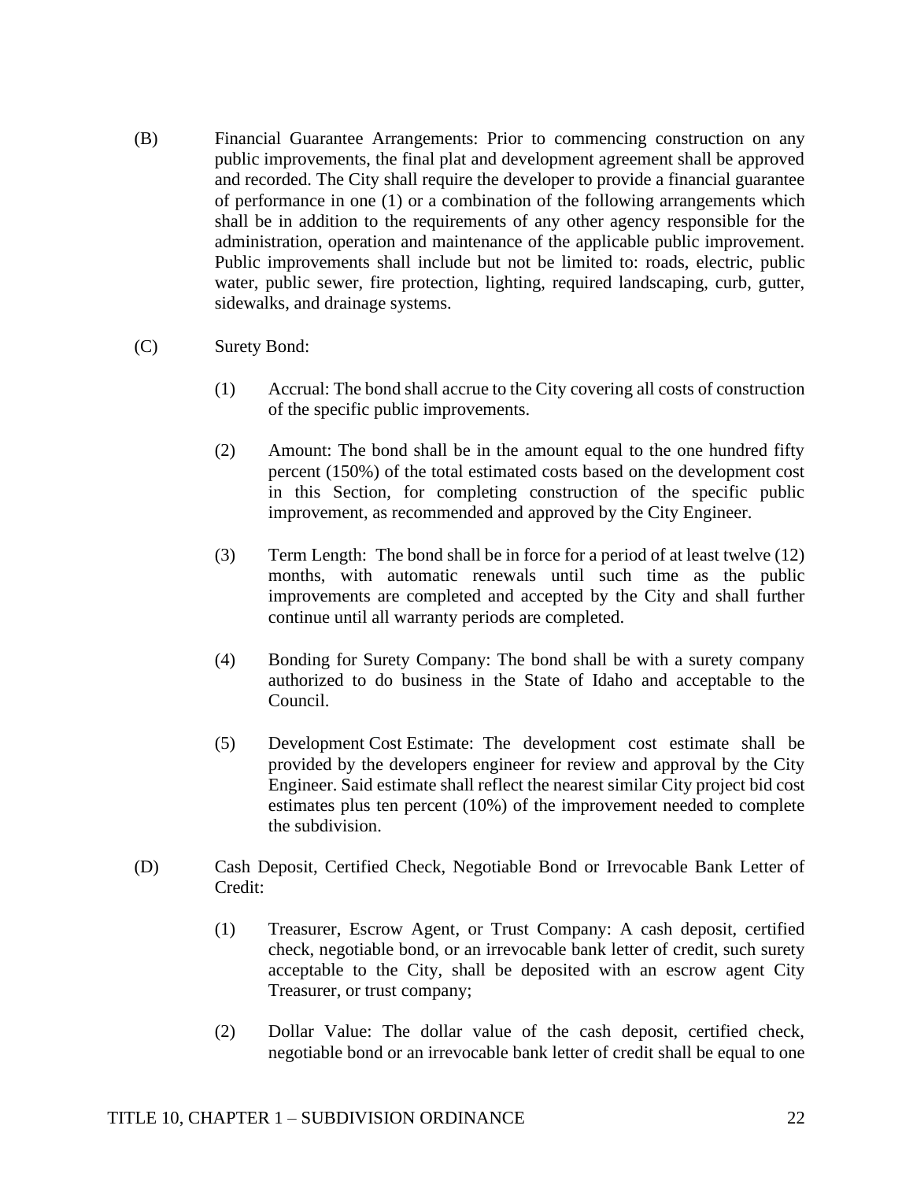(B) Financial Guarantee Arrangements: Prior to commencing construction on any public improvements, the final plat and development agreement shall be approved and recorded. The City shall require the developer to provide a financial guarantee of performance in one (1) or a combination of the following arrangements which shall be in addition to the requirements of any other agency responsible for the administration, operation and maintenance of the applicable public improvement. Public improvements shall include but not be limited to: roads, electric, public water, public sewer, fire protection, lighting, required landscaping, curb, gutter, sidewalks, and drainage systems.

(C) Surety Bond:

(1) Accrual: The bond shall accrue to the City covering all costs of construction of the specific public improvements.

(2) Amount: The bond shall be in the amount equal to the one hundred fifty percent (150%) of the total estimated costs based on the development cost in this Section, for completing construction of the specific public improvement, as recommended and approved by the City Engineer.

(3) Term Length: The bond shall be in force for a period of at least twelve (12) months, with automatic renewals until such time as the public improvements are completed and accepted by the City and shall further continue until all warranty periods are completed.

(4) Bonding for Surety Company: The bond shall be with a surety company authorized to do business in the State of Idaho and acceptable to the Council.

(5) Development Cost Estimate: The development cost estimate shall be provided by the developers engineer for review and approval by the City Engineer. Said estimate shall reflect the nearest similar City project bid cost estimates plus ten percent (10%) of the improvement needed to complete the subdivision.

(D) Cash Deposit, Certified Check, Negotiable Bond or Irrevocable Bank Letter of Credit:

(1) Treasurer, Escrow Agent, or Trust Company: A cash deposit, certified check, negotiable bond, or an irrevocable bank letter of credit, such surety acceptable to the City, shall be deposited with an escrow agent City Treasurer, or trust company;

(2) Dollar Value: The dollar value of the cash deposit, certified check, negotiable bond or an irrevocable bank letter of credit shall be equal to one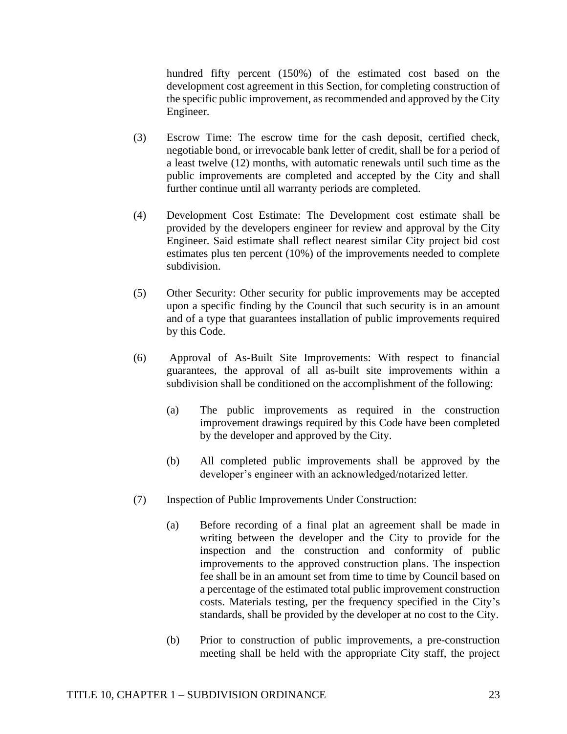hundred fifty percent (150%) of the estimated cost based on the development cost agreement in this Section, for completing construction of the specific public improvement, as recommended and approved by the City Engineer.

(3) Escrow Time: The escrow time for the cash deposit, certified check, negotiable bond, or irrevocable bank letter of credit, shall be for a period of a least twelve (12) months, with automatic renewals until such time as the public improvements are completed and accepted by the City and shall further continue until all warranty periods are completed.

(4) Development Cost Estimate: The Development cost estimate shall be provided by the developers engineer for review and approval by the City Engineer. Said estimate shall reflect nearest similar City project bid cost estimates plus ten percent (10%) of the improvements needed to complete subdivision.

(5) Other Security: Other security for public improvements may be accepted upon a specific finding by the Council that such security is in an amount and of a type that guarantees installation of public improvements required by this Code.

(6) Approval of As-Built Site Improvements: With respect to financial guarantees, the approval of all as-built site improvements within a subdivision shall be conditioned on the accomplishment of the following:

(a) The public improvements as required in the construction improvement drawings required by this Code have been completed by the developer and approved by the City.

(b) All completed public improvements shall be approved by the developer's engineer with an acknowledged/notarized letter.

(7) Inspection of Public Improvements Under Construction:

(a) Before recording of a final plat an agreement shall be made in writing between the developer and the City to provide for the inspection and the construction and conformity of public improvements to the approved construction plans. The inspection fee shall be in an amount set from time to time by Council based on a percentage of the estimated total public improvement construction costs. Materials testing, per the frequency specified in the City's standards, shall be provided by the developer at no cost to the City.

(b) Prior to construction of public improvements, a pre-construction meeting shall be held with the appropriate City staff, the project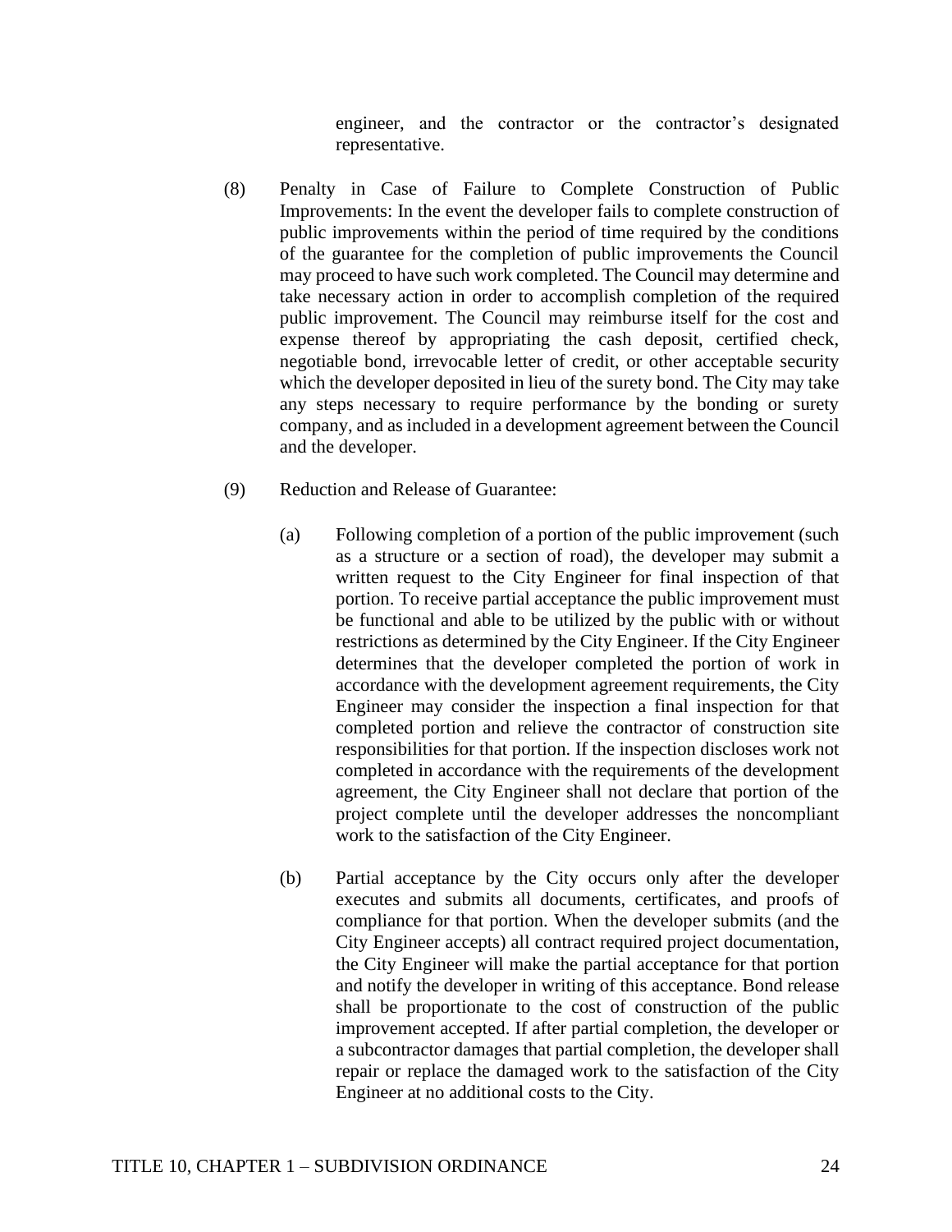engineer, and the contractor or the contractor's designated representative.

(8) Penalty in Case of Failure to Complete Construction of Public Improvements: In the event the developer fails to complete construction of public improvements within the period of time required by the conditions of the guarantee for the completion of public improvements the Council may proceed to have such work completed. The Council may determine and take necessary action in order to accomplish completion of the required public improvement. The Council may reimburse itself for the cost and expense thereof by appropriating the cash deposit, certified check, negotiable bond, irrevocable letter of credit, or other acceptable security which the developer deposited in lieu of the surety bond. The City may take any steps necessary to require performance by the bonding or surety company, and as included in a development agreement between the Council and the developer.

(9) Reduction and Release of Guarantee:

(a) Following completion of a portion of the public improvement (such as a structure or a section of road), the developer may submit a written request to the City Engineer for final inspection of that portion. To receive partial acceptance the public improvement must be functional and able to be utilized by the public with or without restrictions as determined by the City Engineer. If the City Engineer determines that the developer completed the portion of work in accordance with the development agreement requirements, the City Engineer may consider the inspection a final inspection for that completed portion and relieve the contractor of construction site responsibilities for that portion. If the inspection discloses work not completed in accordance with the requirements of the development agreement, the City Engineer shall not declare that portion of the project complete until the developer addresses the noncompliant work to the satisfaction of the City Engineer.

(b) Partial acceptance by the City occurs only after the developer executes and submits all documents, certificates, and proofs of compliance for that portion. When the developer submits (and the City Engineer accepts) all contract required project documentation, the City Engineer will make the partial acceptance for that portion and notify the developer in writing of this acceptance. Bond release shall be proportionate to the cost of construction of the public improvement accepted. If after partial completion, the developer or a subcontractor damages that partial completion, the developer shall repair or replace the damaged work to the satisfaction of the City Engineer at no additional costs to the City.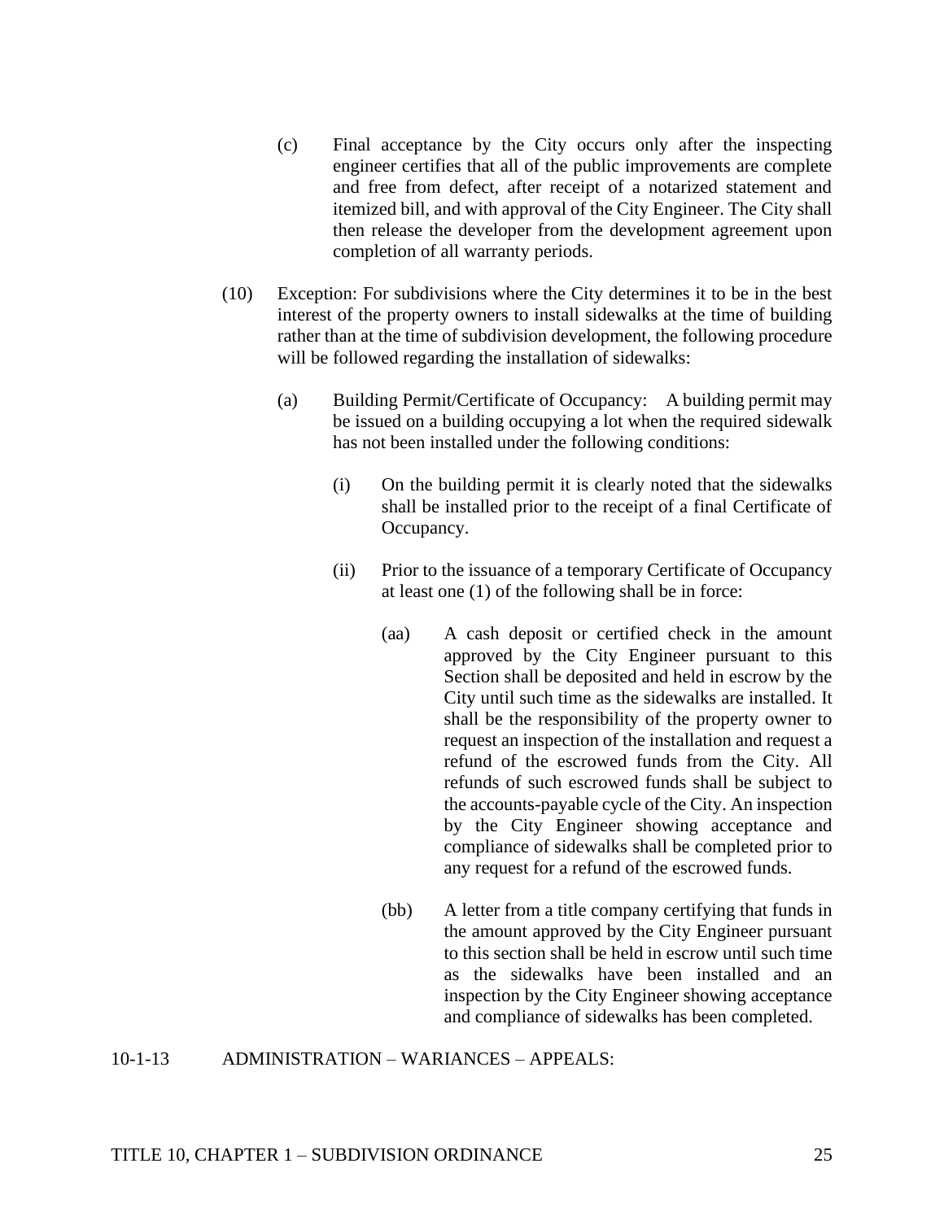(c) Final acceptance by the City occurs only after the inspecting engineer certifies that all of the public improvements are complete and free from defect, after receipt of a notarized statement and itemized bill, and with approval of the City Engineer. The City shall then release the developer from the development agreement upon completion of all warranty periods.

(10) Exception: For subdivisions where the City determines it to be in the best interest of the property owners to install sidewalks at the time of building rather than at the time of subdivision development, the following procedure will be followed regarding the installation of sidewalks:

(a) Building Permit/Certificate of Occupancy: A building permit may be issued on a building occupying a lot when the required sidewalk has not been installed under the following conditions:

(i) On the building permit it is clearly noted that the sidewalks shall be installed prior to the receipt of a final Certificate of Occupancy.

(ii) Prior to the issuance of a temporary Certificate of Occupancy at least one (1) of the following shall be in force:

(aa) A cash deposit or certified check in the amount approved by the City Engineer pursuant to this Section shall be deposited and held in escrow by the City until such time as the sidewalks are installed. It shall be the responsibility of the property owner to request an inspection of the installation and request a refund of the escrowed funds from the City. All refunds of such escrowed funds shall be subject to the accounts-payable cycle of the City. An inspection by the City Engineer showing acceptance and compliance of sidewalks shall be completed prior to any request for a refund of the escrowed funds.

(bb) A letter from a title company certifying that funds in the amount approved by the City Engineer pursuant to this section shall be held in escrow until such time as the sidewalks have been installed and an inspection by the City Engineer showing acceptance and compliance of sidewalks has been completed.

10-1-13 ADMINISTRATION – WARIANCES – APPEALS: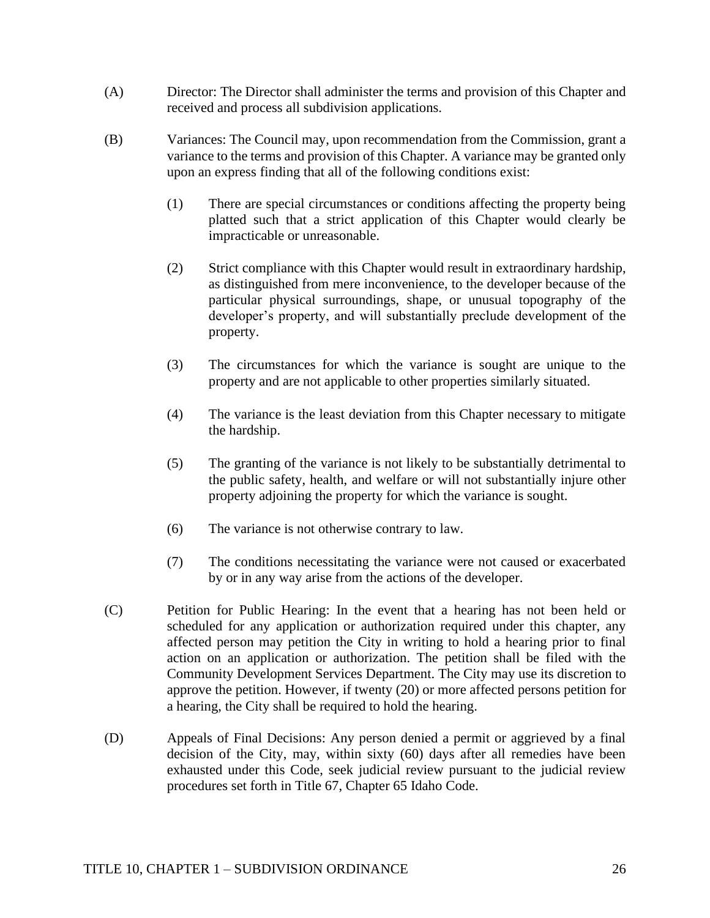(A) Director: The Director shall administer the terms and provision of this Chapter and received and process all subdivision applications.

(B) Variances: The Council may, upon recommendation from the Commission, grant a variance to the terms and provision of this Chapter. A variance may be granted only upon an express finding that all of the following conditions exist:

  (1) There are special circumstances or conditions affecting the property being platted such that a strict application of this Chapter would clearly be impracticable or unreasonable.

  (2) Strict compliance with this Chapter would result in extraordinary hardship, as distinguished from mere inconvenience, to the developer because of the particular physical surroundings, shape, or unusual topography of the developer's property, and will substantially preclude development of the property.

  (3) The circumstances for which the variance is sought are unique to the property and are not applicable to other properties similarly situated.

  (4) The variance is the least deviation from this Chapter necessary to mitigate the hardship.

  (5) The granting of the variance is not likely to be substantially detrimental to the public safety, health, and welfare or will not substantially injure other property adjoining the property for which the variance is sought.

  (6) The variance is not otherwise contrary to law.

  (7) The conditions necessitating the variance were not caused or exacerbated by or in any way arise from the actions of the developer.

(C) Petition for Public Hearing: In the event that a hearing has not been held or scheduled for any application or authorization required under this chapter, any affected person may petition the City in writing to hold a hearing prior to final action on an application or authorization. The petition shall be filed with the Community Development Services Department. The City may use its discretion to approve the petition. However, if twenty (20) or more affected persons petition for a hearing, the City shall be required to hold the hearing.

(D) Appeals of Final Decisions: Any person denied a permit or aggrieved by a final decision of the City, may, within sixty (60) days after all remedies have been exhausted under this Code, seek judicial review pursuant to the judicial review procedures set forth in Title 67, Chapter 65 Idaho Code.